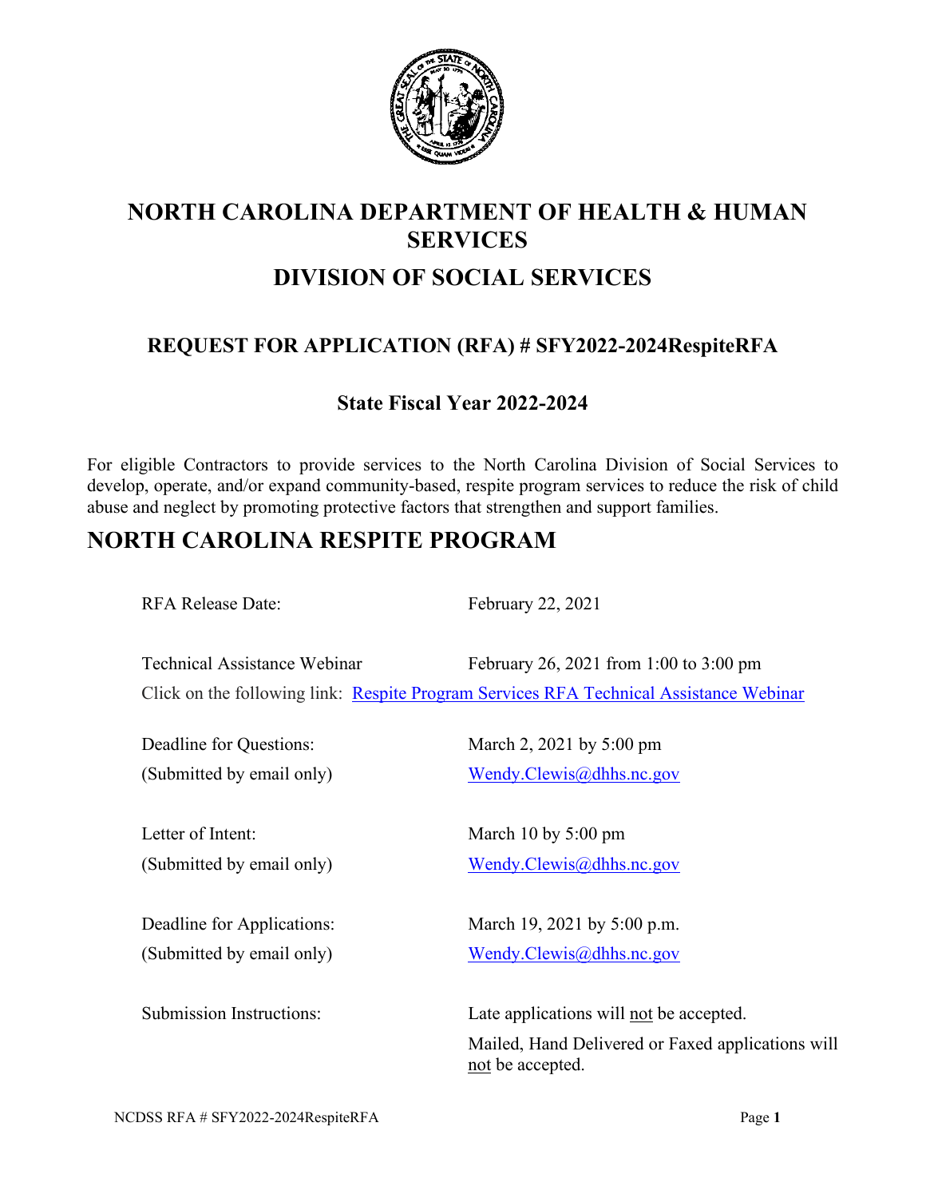# NORTH CAROLINA DEPARTMENT OF HEALTH & HUMAN SERVICES

## DIVISION OF SOCIAL SERVICES

### REQUEST FOR APPLICATION (RFA) # SFY2022-2024RespiteRFA

### State Fiscal Year 2022-2024

For eligible Contractors to provide services to the North Carolina Division of Social Services to develop, operate, and/or expand community-based, respite program services to reduce the risk of child abuse and neglect by promoting protective factors that strengthen and support families.

# NORTH CAROLINA RESPITE PROGRAM

RFA Release Date: February 22, 2021

Technical Assistance Webinar: February 26, 2021 from 1:00 to 3:00 pm

Click on the following link: [Respite Program Services RFA Technical Assistance Webinar]()

Deadline for Questions: March 2, 2021 by 5:00 pm
(Submitted by email only) [Wendy.Clewis@dhhs.nc.gov](mailto:Wendy.Clewis@dhhs.nc.gov)

Letter of Intent: March 10 by 5:00 pm
(Submitted by email only) [Wendy.Clewis@dhhs.nc.gov](mailto:Wendy.Clewis@dhhs.nc.gov)

Deadline for Applications: March 19, 2021 by 5:00 p.m.
(Submitted by email only) [Wendy.Clewis@dhhs.nc.gov](mailto:Wendy.Clewis@dhhs.nc.gov)

Submission Instructions: Late applications will not be accepted.

Mailed, Hand Delivered or Faxed applications will not be accepted.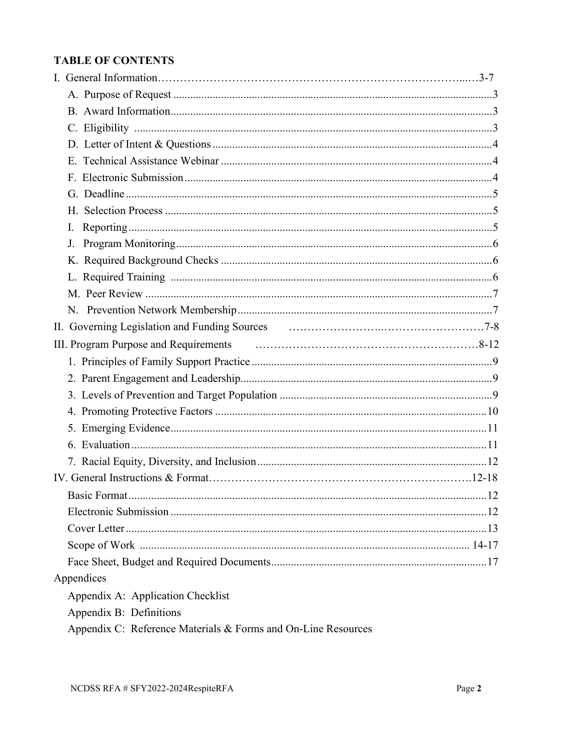## TABLE OF CONTENTS

I. General Information……………………………………………………………………...…3-7

- A. Purpose of Request ....................................................................3
- B. Award Information....................................................................3
- C. Eligibility ...............................................................................3
- D. Letter of Intent & Questions ......................................................4
- E. Technical Assistance Webinar ....................................................4
- F. Electronic Submission ...............................................................4
- G. Deadline ..................................................................................5
- H. Selection Process .....................................................................5
- I. Reporting ..................................................................................5
- J. Program Monitoring ..................................................................6
- K. Required Background Checks ....................................................6
- L. Required Training ....................................................................6
- M. Peer Review ............................................................................7
- N. Prevention Network Membership ................................................7

II. Governing Legislation and Funding Sources ……………………..………………………7-8

III. Program Purpose and Requirements ………………………………………………8-12

1. Principles of Family Support Practice .........................................9
2. Parent Engagement and Leadership.............................................9
3. Levels of Prevention and Target Population ................................9
4. Promoting Protective Factors .....................................................10
5. Emerging Evidence...................................................................11
6. Evaluation ...............................................................................11
7. Racial Equity, Diversity, and Inclusion .......................................12

IV. General Instructions & Format………………………………………………….…….12-18

- Basic Format .............................................................................12
- Electronic Submission ................................................................12
- Cover Letter ..............................................................................13
- Scope of Work ........................................................................14-17
- Face Sheet, Budget and Required Documents ..............................17

Appendices

- Appendix A: Application Checklist
- Appendix B: Definitions
- Appendix C: Reference Materials & Forms and On-Line Resources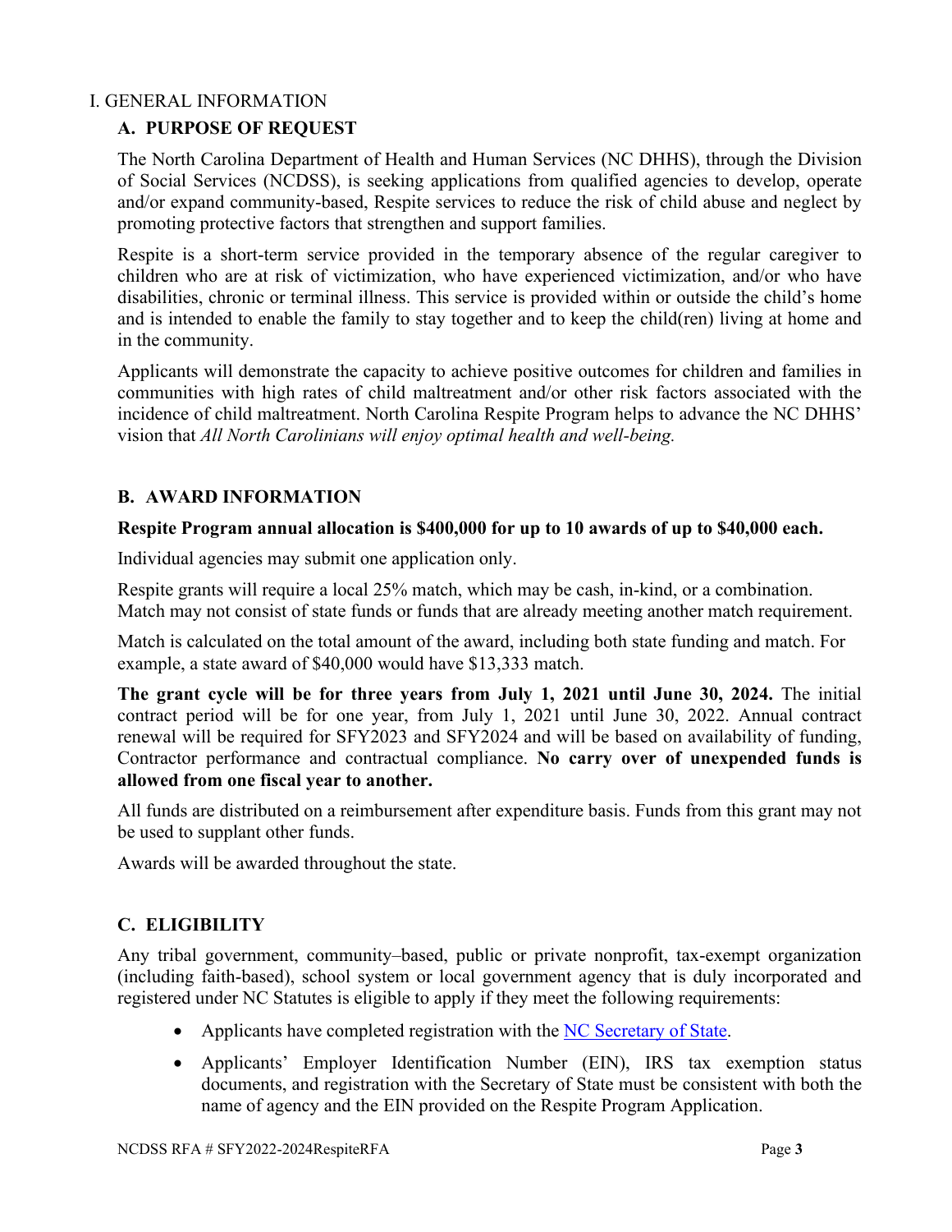# I. GENERAL INFORMATION

## A. PURPOSE OF REQUEST

The North Carolina Department of Health and Human Services (NC DHHS), through the Division of Social Services (NCDSS), is seeking applications from qualified agencies to develop, operate and/or expand community-based, Respite services to reduce the risk of child abuse and neglect by promoting protective factors that strengthen and support families.

Respite is a short-term service provided in the temporary absence of the regular caregiver to children who are at risk of victimization, who have experienced victimization, and/or who have disabilities, chronic or terminal illness. This service is provided within or outside the child's home and is intended to enable the family to stay together and to keep the child(ren) living at home and in the community.

Applicants will demonstrate the capacity to achieve positive outcomes for children and families in communities with high rates of child maltreatment and/or other risk factors associated with the incidence of child maltreatment. North Carolina Respite Program helps to advance the NC DHHS' vision that *All North Carolinians will enjoy optimal health and well-being.*

## B. AWARD INFORMATION

**Respite Program annual allocation is $400,000 for up to 10 awards of up to $40,000 each.**

Individual agencies may submit one application only.

Respite grants will require a local 25% match, which may be cash, in-kind, or a combination. Match may not consist of state funds or funds that are already meeting another match requirement.

Match is calculated on the total amount of the award, including both state funding and match. For example, a state award of $40,000 would have $13,333 match.

**The grant cycle will be for three years from July 1, 2021 until June 30, 2024.** The initial contract period will be for one year, from July 1, 2021 until June 30, 2022. Annual contract renewal will be required for SFY2023 and SFY2024 and will be based on availability of funding, Contractor performance and contractual compliance. **No carry over of unexpended funds is allowed from one fiscal year to another.**

All funds are distributed on a reimbursement after expenditure basis. Funds from this grant may not be used to supplant other funds.

Awards will be awarded throughout the state.

## C. ELIGIBILITY

Any tribal government, community–based, public or private nonprofit, tax-exempt organization (including faith-based), school system or local government agency that is duly incorporated and registered under NC Statutes is eligible to apply if they meet the following requirements:

- Applicants have completed registration with the NC Secretary of State.
- Applicants' Employer Identification Number (EIN), IRS tax exemption status documents, and registration with the Secretary of State must be consistent with both the name of agency and the EIN provided on the Respite Program Application.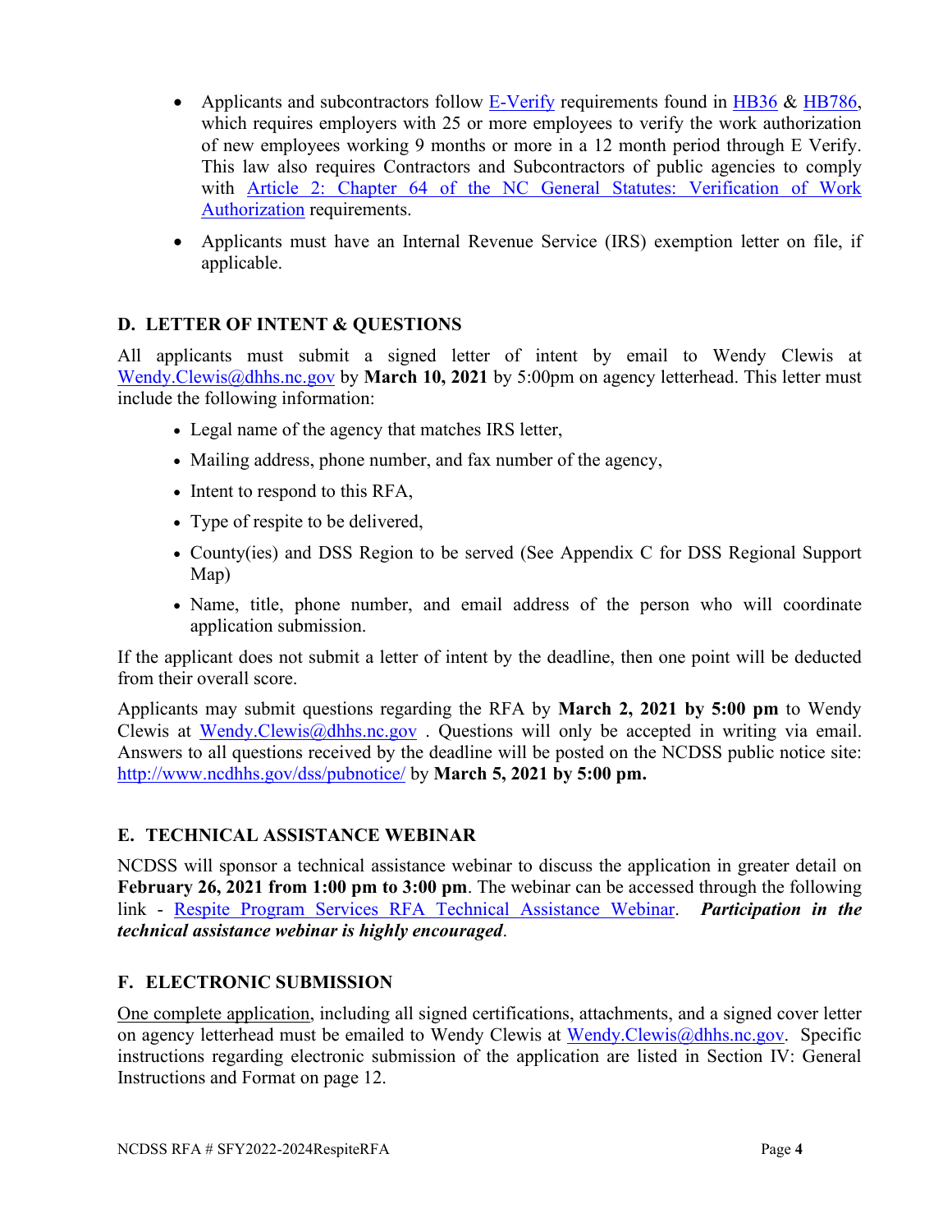- Applicants and subcontractors follow E-Verify requirements found in HB36 & HB786, which requires employers with 25 or more employees to verify the work authorization of new employees working 9 months or more in a 12 month period through E Verify. This law also requires Contractors and Subcontractors of public agencies to comply with Article 2: Chapter 64 of the NC General Statutes: Verification of Work Authorization requirements.
- Applicants must have an Internal Revenue Service (IRS) exemption letter on file, if applicable.

## D. LETTER OF INTENT & QUESTIONS

All applicants must submit a signed letter of intent by email to Wendy Clewis at Wendy.Clewis@dhhs.nc.gov by **March 10, 2021** by 5:00pm on agency letterhead. This letter must include the following information:

- Legal name of the agency that matches IRS letter,
- Mailing address, phone number, and fax number of the agency,
- Intent to respond to this RFA,
- Type of respite to be delivered,
- County(ies) and DSS Region to be served (See Appendix C for DSS Regional Support Map)
- Name, title, phone number, and email address of the person who will coordinate application submission.

If the applicant does not submit a letter of intent by the deadline, then one point will be deducted from their overall score.

Applicants may submit questions regarding the RFA by **March 2, 2021 by 5:00 pm** to Wendy Clewis at Wendy.Clewis@dhhs.nc.gov . Questions will only be accepted in writing via email. Answers to all questions received by the deadline will be posted on the NCDSS public notice site: http://www.ncdhhs.gov/dss/pubnotice/ by **March 5, 2021 by 5:00 pm.**

## E. TECHNICAL ASSISTANCE WEBINAR

NCDSS will sponsor a technical assistance webinar to discuss the application in greater detail on **February 26, 2021 from 1:00 pm to 3:00 pm**. The webinar can be accessed through the following link - Respite Program Services RFA Technical Assistance Webinar. ***Participation in the technical assistance webinar is highly encouraged***.

## F. ELECTRONIC SUBMISSION

One complete application, including all signed certifications, attachments, and a signed cover letter on agency letterhead must be emailed to Wendy Clewis at Wendy.Clewis@dhhs.nc.gov. Specific instructions regarding electronic submission of the application are listed in Section IV: General Instructions and Format on page 12.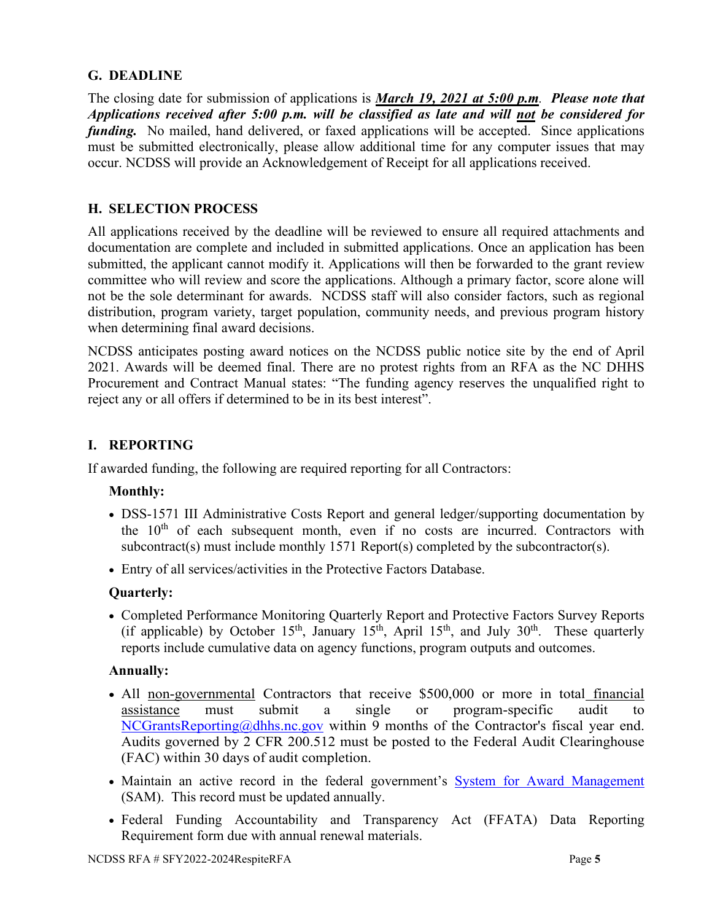## G. DEADLINE

The closing date for submission of applications is ***March 19, 2021 at 5:00 p.m***. ***Please note that Applications received after 5:00 p.m. will be classified as late and will not be considered for funding.*** No mailed, hand delivered, or faxed applications will be accepted. Since applications must be submitted electronically, please allow additional time for any computer issues that may occur. NCDSS will provide an Acknowledgement of Receipt for all applications received.

## H. SELECTION PROCESS

All applications received by the deadline will be reviewed to ensure all required attachments and documentation are complete and included in submitted applications. Once an application has been submitted, the applicant cannot modify it. Applications will then be forwarded to the grant review committee who will review and score the applications. Although a primary factor, score alone will not be the sole determinant for awards. NCDSS staff will also consider factors, such as regional distribution, program variety, target population, community needs, and previous program history when determining final award decisions.

NCDSS anticipates posting award notices on the NCDSS public notice site by the end of April 2021. Awards will be deemed final. There are no protest rights from an RFA as the NC DHHS Procurement and Contract Manual states: "The funding agency reserves the unqualified right to reject any or all offers if determined to be in its best interest".

## I. REPORTING

If awarded funding, the following are required reporting for all Contractors:

**Monthly:**

- DSS-1571 III Administrative Costs Report and general ledger/supporting documentation by the 10th of each subsequent month, even if no costs are incurred. Contractors with subcontract(s) must include monthly 1571 Report(s) completed by the subcontractor(s).
- Entry of all services/activities in the Protective Factors Database.

**Quarterly:**

- Completed Performance Monitoring Quarterly Report and Protective Factors Survey Reports (if applicable) by October 15th, January 15th, April 15th, and July 30th. These quarterly reports include cumulative data on agency functions, program outputs and outcomes.

**Annually:**

- All non-governmental Contractors that receive $500,000 or more in total financial assistance must submit a single or program-specific audit to NCGrantsReporting@dhhs.nc.gov within 9 months of the Contractor's fiscal year end. Audits governed by 2 CFR 200.512 must be posted to the Federal Audit Clearinghouse (FAC) within 30 days of audit completion.
- Maintain an active record in the federal government's System for Award Management (SAM). This record must be updated annually.
- Federal Funding Accountability and Transparency Act (FFATA) Data Reporting Requirement form due with annual renewal materials.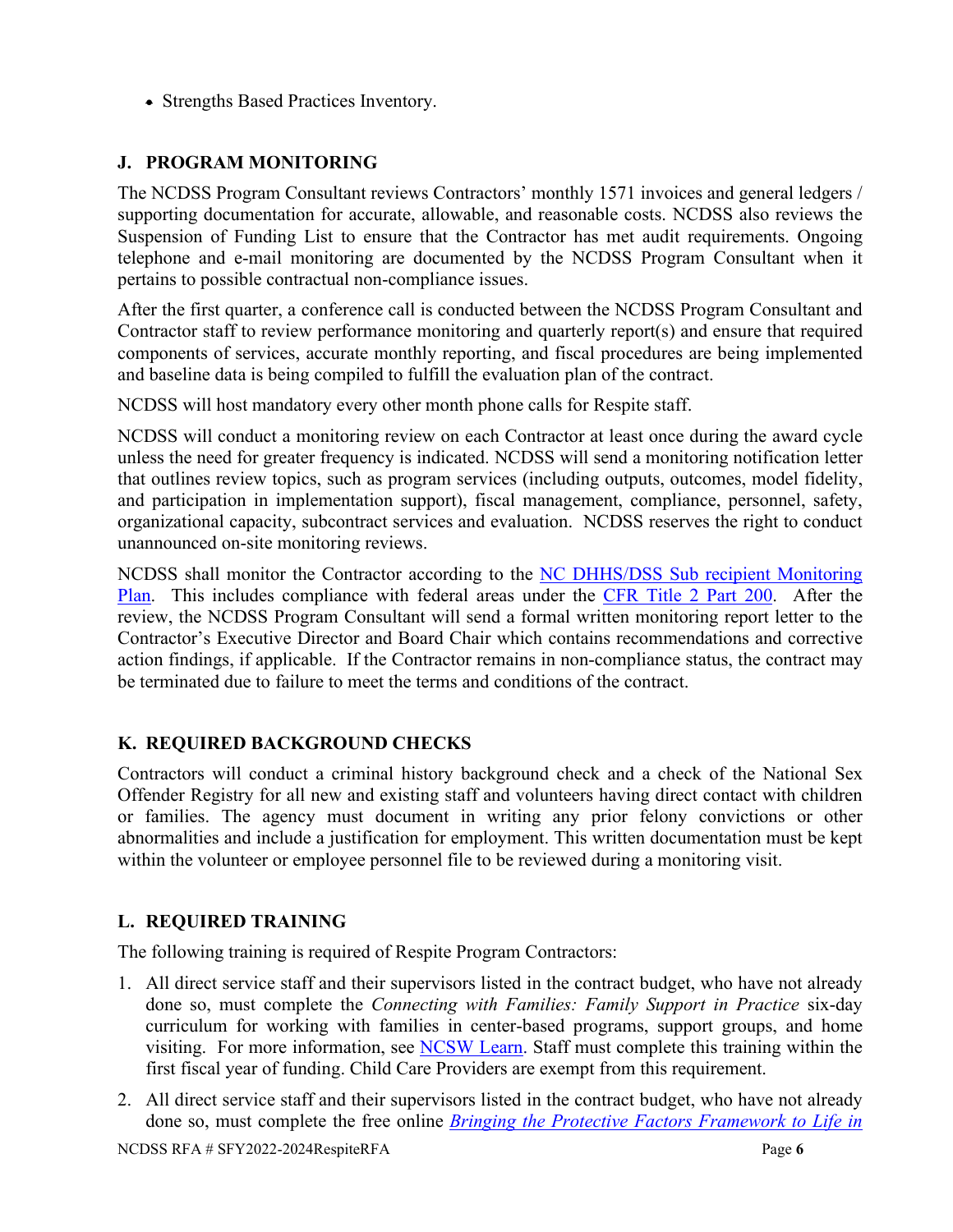- Strengths Based Practices Inventory.

## J. PROGRAM MONITORING

The NCDSS Program Consultant reviews Contractors' monthly 1571 invoices and general ledgers / supporting documentation for accurate, allowable, and reasonable costs. NCDSS also reviews the Suspension of Funding List to ensure that the Contractor has met audit requirements. Ongoing telephone and e-mail monitoring are documented by the NCDSS Program Consultant when it pertains to possible contractual non-compliance issues.

After the first quarter, a conference call is conducted between the NCDSS Program Consultant and Contractor staff to review performance monitoring and quarterly report(s) and ensure that required components of services, accurate monthly reporting, and fiscal procedures are being implemented and baseline data is being compiled to fulfill the evaluation plan of the contract.

NCDSS will host mandatory every other month phone calls for Respite staff.

NCDSS will conduct a monitoring review on each Contractor at least once during the award cycle unless the need for greater frequency is indicated. NCDSS will send a monitoring notification letter that outlines review topics, such as program services (including outputs, outcomes, model fidelity, and participation in implementation support), fiscal management, compliance, personnel, safety, organizational capacity, subcontract services and evaluation. NCDSS reserves the right to conduct unannounced on-site monitoring reviews.

NCDSS shall monitor the Contractor according to the NC DHHS/DSS Sub recipient Monitoring Plan. This includes compliance with federal areas under the CFR Title 2 Part 200. After the review, the NCDSS Program Consultant will send a formal written monitoring report letter to the Contractor's Executive Director and Board Chair which contains recommendations and corrective action findings, if applicable. If the Contractor remains in non-compliance status, the contract may be terminated due to failure to meet the terms and conditions of the contract.

## K. REQUIRED BACKGROUND CHECKS

Contractors will conduct a criminal history background check and a check of the National Sex Offender Registry for all new and existing staff and volunteers having direct contact with children or families. The agency must document in writing any prior felony convictions or other abnormalities and include a justification for employment. This written documentation must be kept within the volunteer or employee personnel file to be reviewed during a monitoring visit.

## L. REQUIRED TRAINING

The following training is required of Respite Program Contractors:

1. All direct service staff and their supervisors listed in the contract budget, who have not already done so, must complete the *Connecting with Families: Family Support in Practice* six-day curriculum for working with families in center-based programs, support groups, and home visiting. For more information, see NCSW Learn. Staff must complete this training within the first fiscal year of funding. Child Care Providers are exempt from this requirement.
2. All direct service staff and their supervisors listed in the contract budget, who have not already done so, must complete the free online *Bringing the Protective Factors Framework to Life in*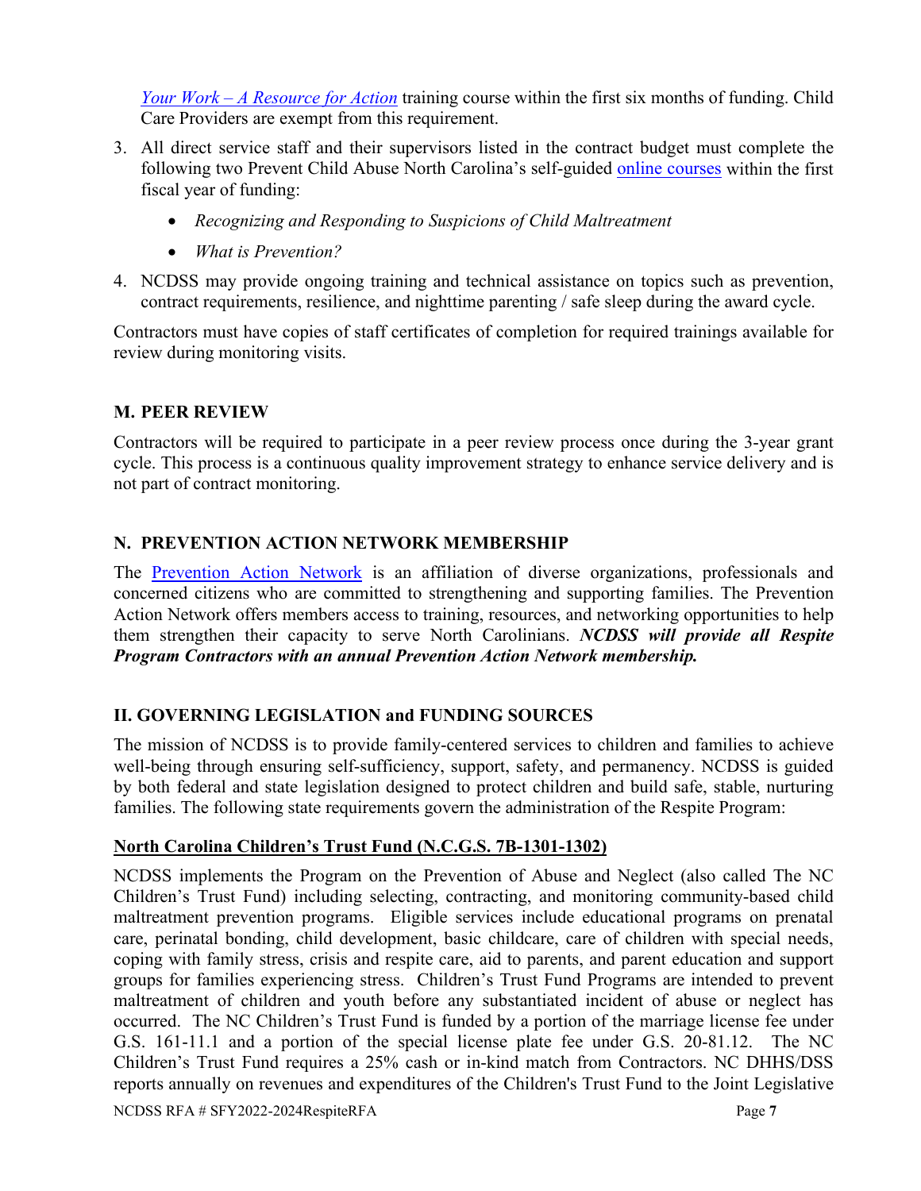*Your Work – A Resource for Action* training course within the first six months of funding. Child Care Providers are exempt from this requirement.

3. All direct service staff and their supervisors listed in the contract budget must complete the following two Prevent Child Abuse North Carolina's self-guided online courses within the first fiscal year of funding:
   - *Recognizing and Responding to Suspicions of Child Maltreatment*
   - *What is Prevention?*
4. NCDSS may provide ongoing training and technical assistance on topics such as prevention, contract requirements, resilience, and nighttime parenting / safe sleep during the award cycle.

Contractors must have copies of staff certificates of completion for required trainings available for review during monitoring visits.

### M. PEER REVIEW

Contractors will be required to participate in a peer review process once during the 3-year grant cycle. This process is a continuous quality improvement strategy to enhance service delivery and is not part of contract monitoring.

### N. PREVENTION ACTION NETWORK MEMBERSHIP

The Prevention Action Network is an affiliation of diverse organizations, professionals and concerned citizens who are committed to strengthening and supporting families. The Prevention Action Network offers members access to training, resources, and networking opportunities to help them strengthen their capacity to serve North Carolinians. ***NCDSS will provide all Respite Program Contractors with an annual Prevention Action Network membership.***

## II. GOVERNING LEGISLATION and FUNDING SOURCES

The mission of NCDSS is to provide family-centered services to children and families to achieve well-being through ensuring self-sufficiency, support, safety, and permanency. NCDSS is guided by both federal and state legislation designed to protect children and build safe, stable, nurturing families. The following state requirements govern the administration of the Respite Program:

### North Carolina Children's Trust Fund (N.C.G.S. 7B-1301-1302)

NCDSS implements the Program on the Prevention of Abuse and Neglect (also called The NC Children's Trust Fund) including selecting, contracting, and monitoring community-based child maltreatment prevention programs. Eligible services include educational programs on prenatal care, perinatal bonding, child development, basic childcare, care of children with special needs, coping with family stress, crisis and respite care, aid to parents, and parent education and support groups for families experiencing stress. Children's Trust Fund Programs are intended to prevent maltreatment of children and youth before any substantiated incident of abuse or neglect has occurred. The NC Children's Trust Fund is funded by a portion of the marriage license fee under G.S. 161-11.1 and a portion of the special license plate fee under G.S. 20-81.12. The NC Children's Trust Fund requires a 25% cash or in-kind match from Contractors. NC DHHS/DSS reports annually on revenues and expenditures of the Children's Trust Fund to the Joint Legislative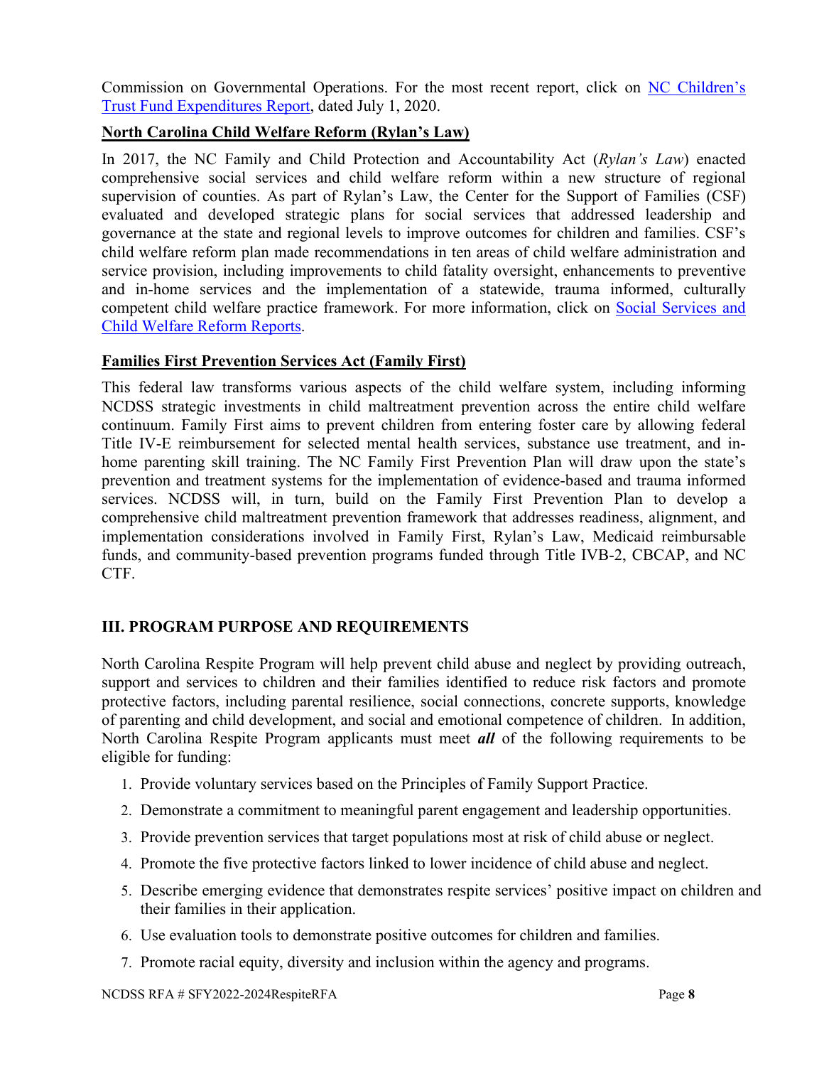Commission on Governmental Operations. For the most recent report, click on [NC Children's Trust Fund Expenditures Report](), dated July 1, 2020.

**North Carolina Child Welfare Reform (Rylan's Law)**

In 2017, the NC Family and Child Protection and Accountability Act (*Rylan's Law*) enacted comprehensive social services and child welfare reform within a new structure of regional supervision of counties. As part of Rylan's Law, the Center for the Support of Families (CSF) evaluated and developed strategic plans for social services that addressed leadership and governance at the state and regional levels to improve outcomes for children and families. CSF's child welfare reform plan made recommendations in ten areas of child welfare administration and service provision, including improvements to child fatality oversight, enhancements to preventive and in-home services and the implementation of a statewide, trauma informed, culturally competent child welfare practice framework. For more information, click on [Social Services and Child Welfare Reform Reports]().

**Families First Prevention Services Act (Family First)**

This federal law transforms various aspects of the child welfare system, including informing NCDSS strategic investments in child maltreatment prevention across the entire child welfare continuum. Family First aims to prevent children from entering foster care by allowing federal Title IV-E reimbursement for selected mental health services, substance use treatment, and in-home parenting skill training. The NC Family First Prevention Plan will draw upon the state's prevention and treatment systems for the implementation of evidence-based and trauma informed services. NCDSS will, in turn, build on the Family First Prevention Plan to develop a comprehensive child maltreatment prevention framework that addresses readiness, alignment, and implementation considerations involved in Family First, Rylan's Law, Medicaid reimbursable funds, and community-based prevention programs funded through Title IVB-2, CBCAP, and NC CTF.

## III. PROGRAM PURPOSE AND REQUIREMENTS

North Carolina Respite Program will help prevent child abuse and neglect by providing outreach, support and services to children and their families identified to reduce risk factors and promote protective factors, including parental resilience, social connections, concrete supports, knowledge of parenting and child development, and social and emotional competence of children. In addition, North Carolina Respite Program applicants must meet ***all*** of the following requirements to be eligible for funding:

1. Provide voluntary services based on the Principles of Family Support Practice.
2. Demonstrate a commitment to meaningful parent engagement and leadership opportunities.
3. Provide prevention services that target populations most at risk of child abuse or neglect.
4. Promote the five protective factors linked to lower incidence of child abuse and neglect.
5. Describe emerging evidence that demonstrates respite services' positive impact on children and their families in their application.
6. Use evaluation tools to demonstrate positive outcomes for children and families.
7. Promote racial equity, diversity and inclusion within the agency and programs.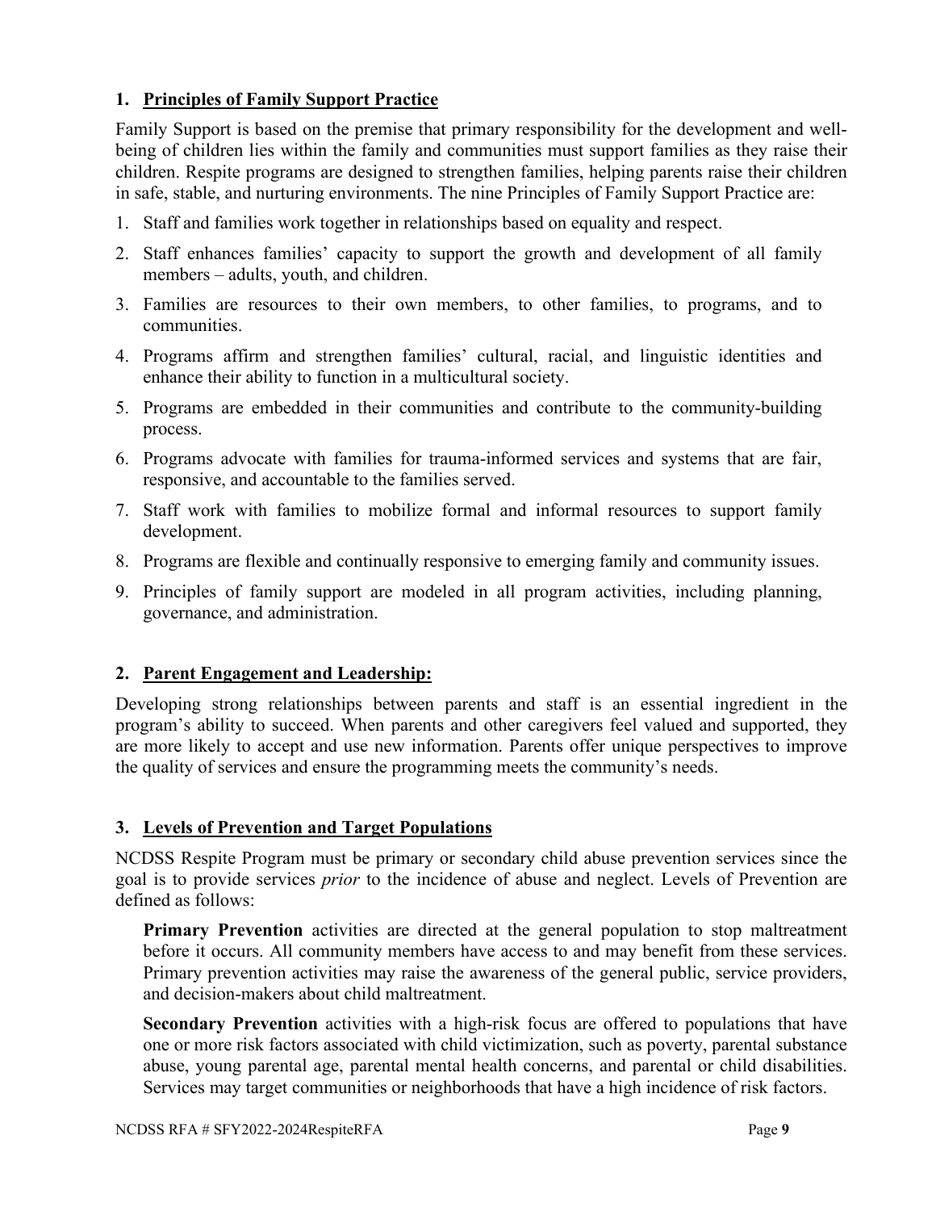### 1. Principles of Family Support Practice

Family Support is based on the premise that primary responsibility for the development and well-being of children lies within the family and communities must support families as they raise their children. Respite programs are designed to strengthen families, helping parents raise their children in safe, stable, and nurturing environments. The nine Principles of Family Support Practice are:

1. Staff and families work together in relationships based on equality and respect.
2. Staff enhances families' capacity to support the growth and development of all family members – adults, youth, and children.
3. Families are resources to their own members, to other families, to programs, and to communities.
4. Programs affirm and strengthen families' cultural, racial, and linguistic identities and enhance their ability to function in a multicultural society.
5. Programs are embedded in their communities and contribute to the community-building process.
6. Programs advocate with families for trauma-informed services and systems that are fair, responsive, and accountable to the families served.
7. Staff work with families to mobilize formal and informal resources to support family development.
8. Programs are flexible and continually responsive to emerging family and community issues.
9. Principles of family support are modeled in all program activities, including planning, governance, and administration.

### 2. Parent Engagement and Leadership:

Developing strong relationships between parents and staff is an essential ingredient in the program's ability to succeed. When parents and other caregivers feel valued and supported, they are more likely to accept and use new information. Parents offer unique perspectives to improve the quality of services and ensure the programming meets the community's needs.

### 3. Levels of Prevention and Target Populations

NCDSS Respite Program must be primary or secondary child abuse prevention services since the goal is to provide services *prior* to the incidence of abuse and neglect. Levels of Prevention are defined as follows:

**Primary Prevention** activities are directed at the general population to stop maltreatment before it occurs. All community members have access to and may benefit from these services. Primary prevention activities may raise the awareness of the general public, service providers, and decision-makers about child maltreatment.

**Secondary Prevention** activities with a high-risk focus are offered to populations that have one or more risk factors associated with child victimization, such as poverty, parental substance abuse, young parental age, parental mental health concerns, and parental or child disabilities. Services may target communities or neighborhoods that have a high incidence of risk factors.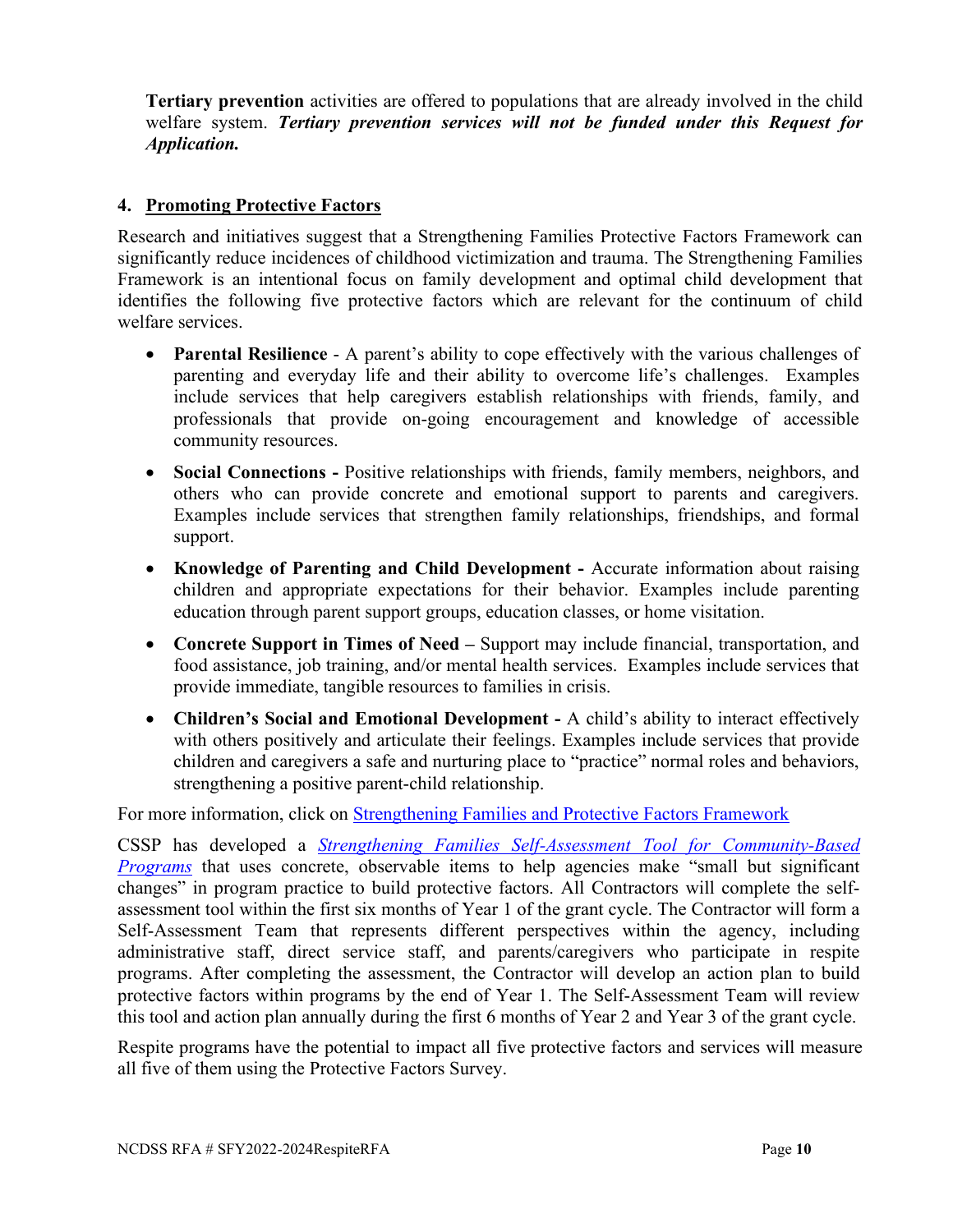**Tertiary prevention** activities are offered to populations that are already involved in the child welfare system. ***Tertiary prevention services will not be funded under this Request for Application.***

## 4. Promoting Protective Factors

Research and initiatives suggest that a Strengthening Families Protective Factors Framework can significantly reduce incidences of childhood victimization and trauma. The Strengthening Families Framework is an intentional focus on family development and optimal child development that identifies the following five protective factors which are relevant for the continuum of child welfare services.

- **Parental Resilience** - A parent's ability to cope effectively with the various challenges of parenting and everyday life and their ability to overcome life's challenges. Examples include services that help caregivers establish relationships with friends, family, and professionals that provide on-going encouragement and knowledge of accessible community resources.
- **Social Connections -** Positive relationships with friends, family members, neighbors, and others who can provide concrete and emotional support to parents and caregivers. Examples include services that strengthen family relationships, friendships, and formal support.
- **Knowledge of Parenting and Child Development -** Accurate information about raising children and appropriate expectations for their behavior. Examples include parenting education through parent support groups, education classes, or home visitation.
- **Concrete Support in Times of Need –** Support may include financial, transportation, and food assistance, job training, and/or mental health services. Examples include services that provide immediate, tangible resources to families in crisis.
- **Children's Social and Emotional Development -** A child's ability to interact effectively with others positively and articulate their feelings. Examples include services that provide children and caregivers a safe and nurturing place to "practice" normal roles and behaviors, strengthening a positive parent-child relationship.

For more information, click on Strengthening Families and Protective Factors Framework

CSSP has developed a *Strengthening Families Self-Assessment Tool for Community-Based Programs* that uses concrete, observable items to help agencies make "small but significant changes" in program practice to build protective factors. All Contractors will complete the self-assessment tool within the first six months of Year 1 of the grant cycle. The Contractor will form a Self-Assessment Team that represents different perspectives within the agency, including administrative staff, direct service staff, and parents/caregivers who participate in respite programs. After completing the assessment, the Contractor will develop an action plan to build protective factors within programs by the end of Year 1. The Self-Assessment Team will review this tool and action plan annually during the first 6 months of Year 2 and Year 3 of the grant cycle.

Respite programs have the potential to impact all five protective factors and services will measure all five of them using the Protective Factors Survey.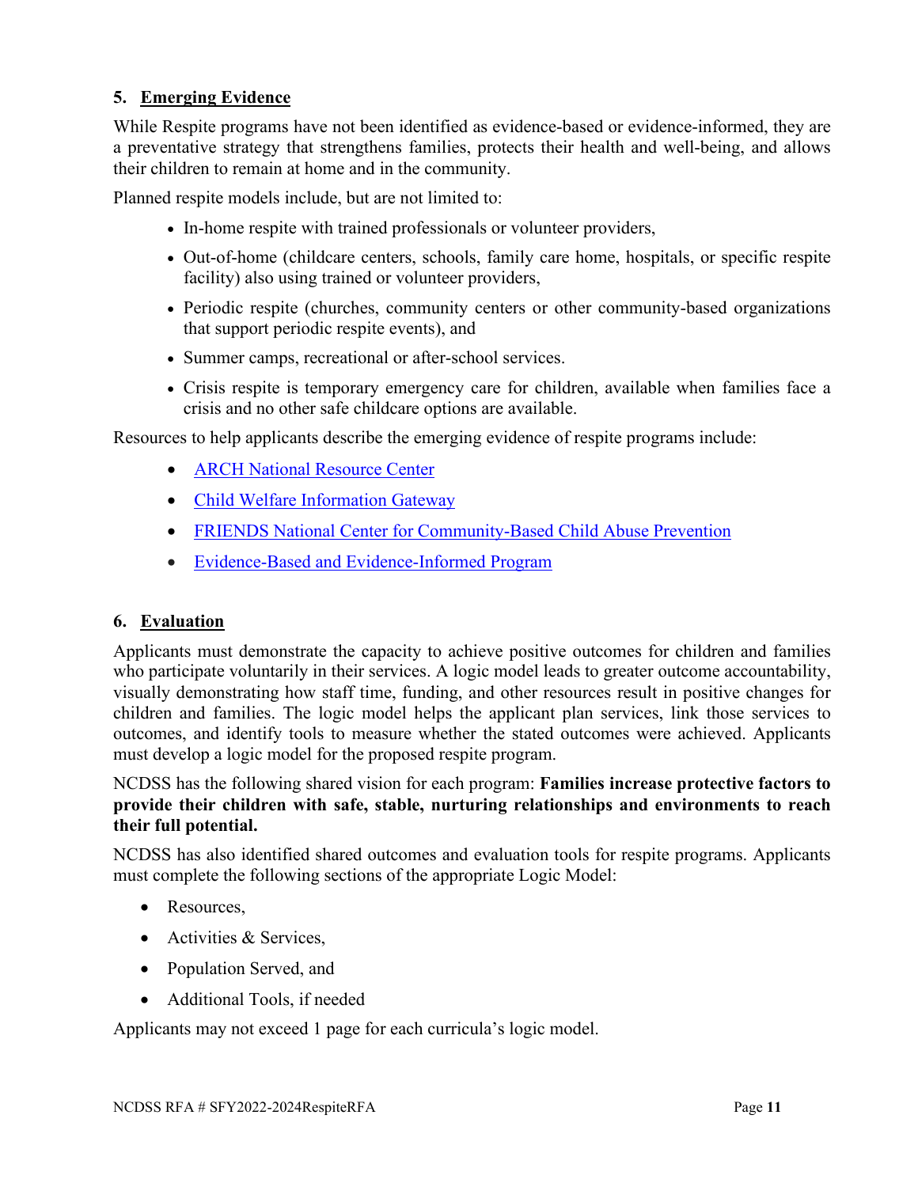## 5. Emerging Evidence

While Respite programs have not been identified as evidence-based or evidence-informed, they are a preventative strategy that strengthens families, protects their health and well-being, and allows their children to remain at home and in the community.

Planned respite models include, but are not limited to:

- In-home respite with trained professionals or volunteer providers,
- Out-of-home (childcare centers, schools, family care home, hospitals, or specific respite facility) also using trained or volunteer providers,
- Periodic respite (churches, community centers or other community-based organizations that support periodic respite events), and
- Summer camps, recreational or after-school services.
- Crisis respite is temporary emergency care for children, available when families face a crisis and no other safe childcare options are available.

Resources to help applicants describe the emerging evidence of respite programs include:

- ARCH National Resource Center
- Child Welfare Information Gateway
- FRIENDS National Center for Community-Based Child Abuse Prevention
- Evidence-Based and Evidence-Informed Program

## 6. Evaluation

Applicants must demonstrate the capacity to achieve positive outcomes for children and families who participate voluntarily in their services. A logic model leads to greater outcome accountability, visually demonstrating how staff time, funding, and other resources result in positive changes for children and families. The logic model helps the applicant plan services, link those services to outcomes, and identify tools to measure whether the stated outcomes were achieved. Applicants must develop a logic model for the proposed respite program.

NCDSS has the following shared vision for each program: **Families increase protective factors to provide their children with safe, stable, nurturing relationships and environments to reach their full potential.**

NCDSS has also identified shared outcomes and evaluation tools for respite programs. Applicants must complete the following sections of the appropriate Logic Model:

- Resources,
- Activities & Services,
- Population Served, and
- Additional Tools, if needed

Applicants may not exceed 1 page for each curricula's logic model.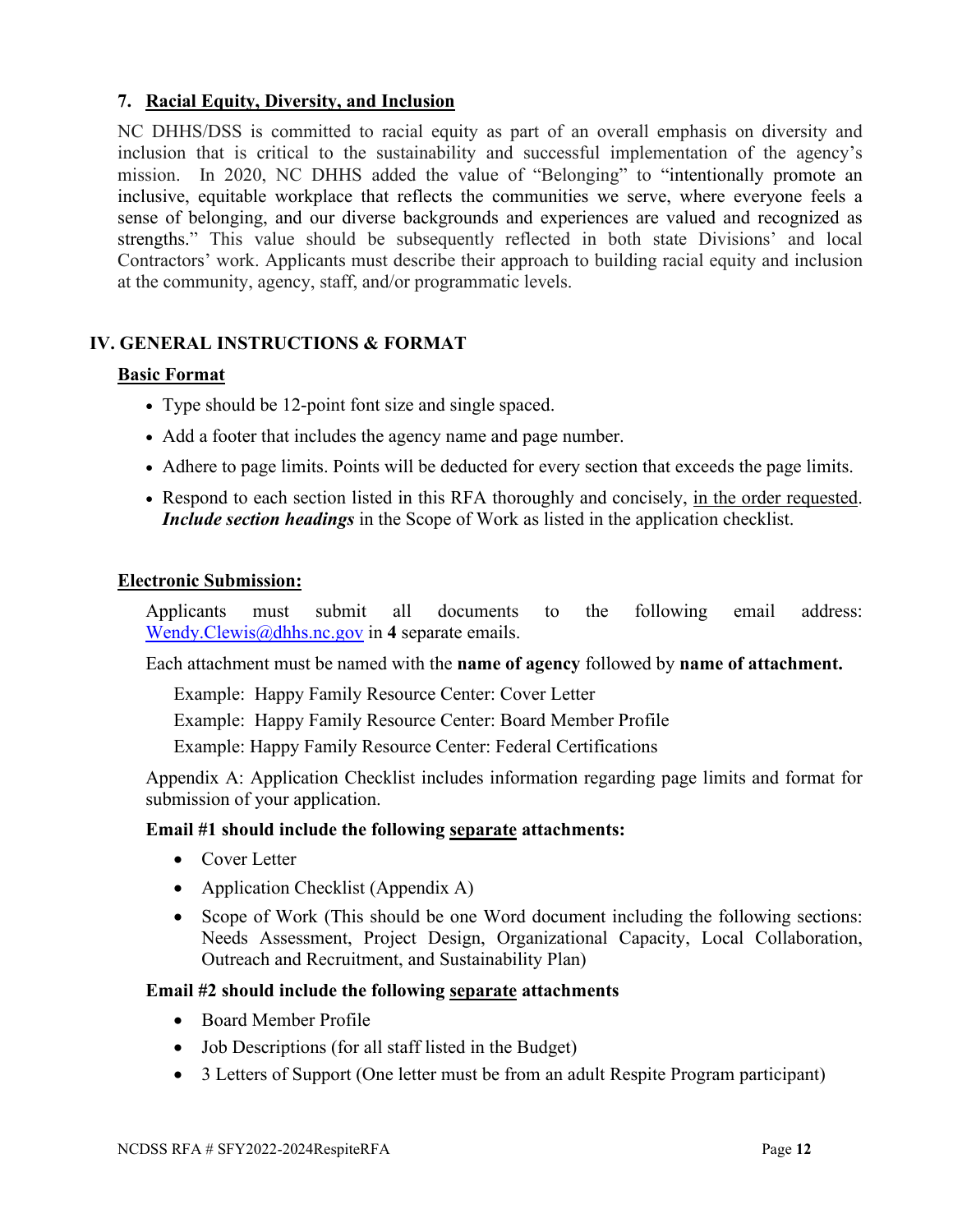### 7. <u>Racial Equity, Diversity, and Inclusion</u>

NC DHHS/DSS is committed to racial equity as part of an overall emphasis on diversity and inclusion that is critical to the sustainability and successful implementation of the agency's mission. In 2020, NC DHHS added the value of "Belonging" to "intentionally promote an inclusive, equitable workplace that reflects the communities we serve, where everyone feels a sense of belonging, and our diverse backgrounds and experiences are valued and recognized as strengths." This value should be subsequently reflected in both state Divisions' and local Contractors' work. Applicants must describe their approach to building racial equity and inclusion at the community, agency, staff, and/or programmatic levels.

## IV. GENERAL INSTRUCTIONS & FORMAT

### <u>Basic Format</u>

- Type should be 12-point font size and single spaced.
- Add a footer that includes the agency name and page number.
- Adhere to page limits. Points will be deducted for every section that exceeds the page limits.
- Respond to each section listed in this RFA thoroughly and concisely, <u>in the order requested</u>. ***Include section headings*** in the Scope of Work as listed in the application checklist.

### <u>Electronic Submission:</u>

Applicants must submit all documents to the following email address: Wendy.Clewis@dhhs.nc.gov in **4** separate emails.

Each attachment must be named with the **name of agency** followed by **name of attachment.**

Example: Happy Family Resource Center: Cover Letter

Example: Happy Family Resource Center: Board Member Profile

Example: Happy Family Resource Center: Federal Certifications

Appendix A: Application Checklist includes information regarding page limits and format for submission of your application.

**Email #1 should include the following <u>separate</u> attachments:**

- Cover Letter
- Application Checklist (Appendix A)
- Scope of Work (This should be one Word document including the following sections: Needs Assessment, Project Design, Organizational Capacity, Local Collaboration, Outreach and Recruitment, and Sustainability Plan)

**Email #2 should include the following <u>separate</u> attachments**

- Board Member Profile
- Job Descriptions (for all staff listed in the Budget)
- 3 Letters of Support (One letter must be from an adult Respite Program participant)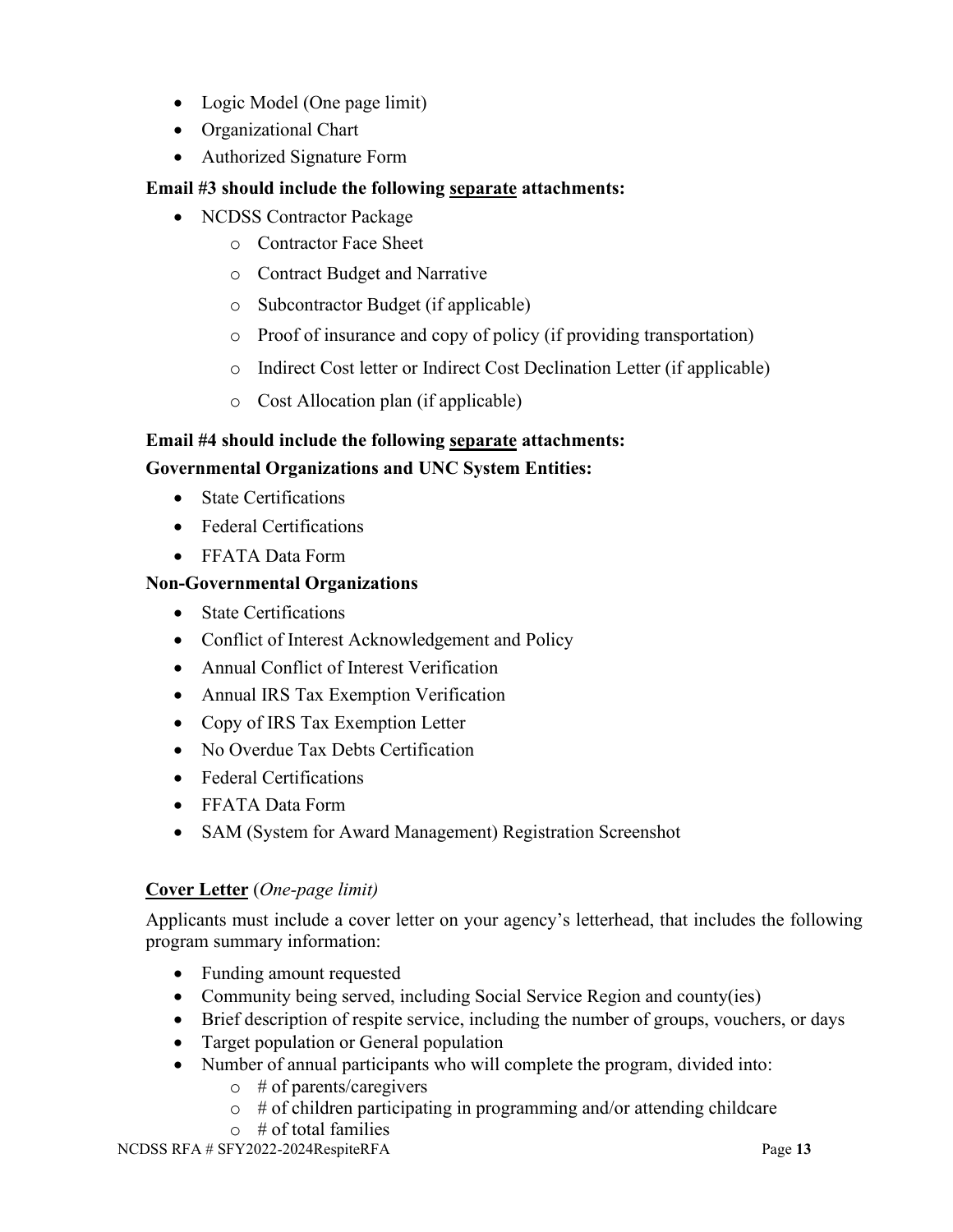- Logic Model (One page limit)
- Organizational Chart
- Authorized Signature Form

**Email #3 should include the following separate attachments:**

- NCDSS Contractor Package
  - Contractor Face Sheet
  - Contract Budget and Narrative
  - Subcontractor Budget (if applicable)
  - Proof of insurance and copy of policy (if providing transportation)
  - Indirect Cost letter or Indirect Cost Declination Letter (if applicable)
  - Cost Allocation plan (if applicable)

**Email #4 should include the following separate attachments:**

**Governmental Organizations and UNC System Entities:**

- State Certifications
- Federal Certifications
- FFATA Data Form

**Non-Governmental Organizations**

- State Certifications
- Conflict of Interest Acknowledgement and Policy
- Annual Conflict of Interest Verification
- Annual IRS Tax Exemption Verification
- Copy of IRS Tax Exemption Letter
- No Overdue Tax Debts Certification
- Federal Certifications
- FFATA Data Form
- SAM (System for Award Management) Registration Screenshot

**Cover Letter** (*One-page limit)*

Applicants must include a cover letter on your agency's letterhead, that includes the following program summary information:

- Funding amount requested
- Community being served, including Social Service Region and county(ies)
- Brief description of respite service, including the number of groups, vouchers, or days
- Target population or General population
- Number of annual participants who will complete the program, divided into:
  - # of parents/caregivers
  - # of children participating in programming and/or attending childcare
  - # of total families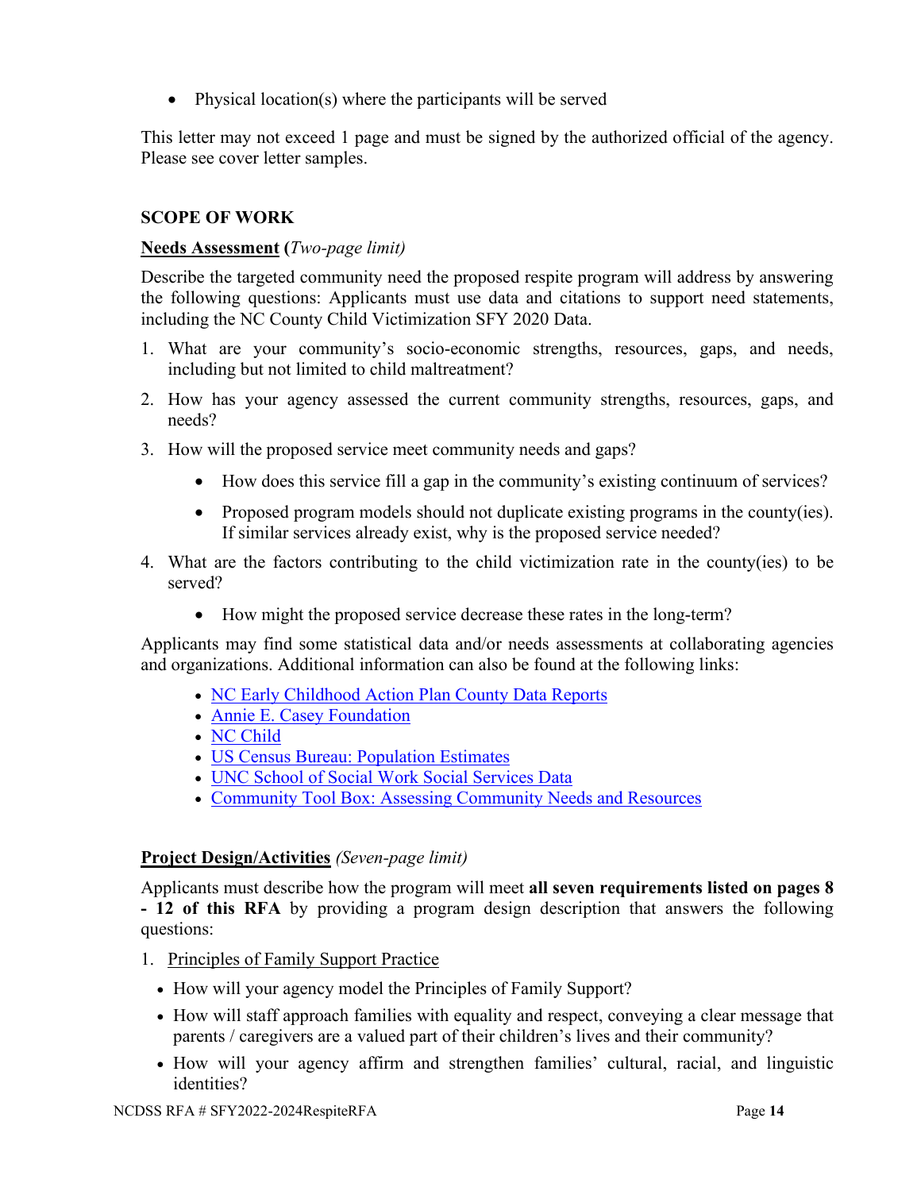- Physical location(s) where the participants will be served

This letter may not exceed 1 page and must be signed by the authorized official of the agency. Please see cover letter samples.

## SCOPE OF WORK

**Needs Assessment** (*Two-page limit*)

Describe the targeted community need the proposed respite program will address by answering the following questions: Applicants must use data and citations to support need statements, including the NC County Child Victimization SFY 2020 Data.

1. What are your community's socio-economic strengths, resources, gaps, and needs, including but not limited to child maltreatment?
2. How has your agency assessed the current community strengths, resources, gaps, and needs?
3. How will the proposed service meet community needs and gaps?
   - How does this service fill a gap in the community's existing continuum of services?
   - Proposed program models should not duplicate existing programs in the county(ies). If similar services already exist, why is the proposed service needed?
4. What are the factors contributing to the child victimization rate in the county(ies) to be served?
   - How might the proposed service decrease these rates in the long-term?

Applicants may find some statistical data and/or needs assessments at collaborating agencies and organizations. Additional information can also be found at the following links:

- NC Early Childhood Action Plan County Data Reports
- Annie E. Casey Foundation
- NC Child
- US Census Bureau: Population Estimates
- UNC School of Social Work Social Services Data
- Community Tool Box: Assessing Community Needs and Resources

**Project Design/Activities** (*Seven-page limit*)

Applicants must describe how the program will meet **all seven requirements listed on pages 8 - 12 of this RFA** by providing a program design description that answers the following questions:

1. Principles of Family Support Practice
   - How will your agency model the Principles of Family Support?
   - How will staff approach families with equality and respect, conveying a clear message that parents / caregivers are a valued part of their children's lives and their community?
   - How will your agency affirm and strengthen families' cultural, racial, and linguistic identities?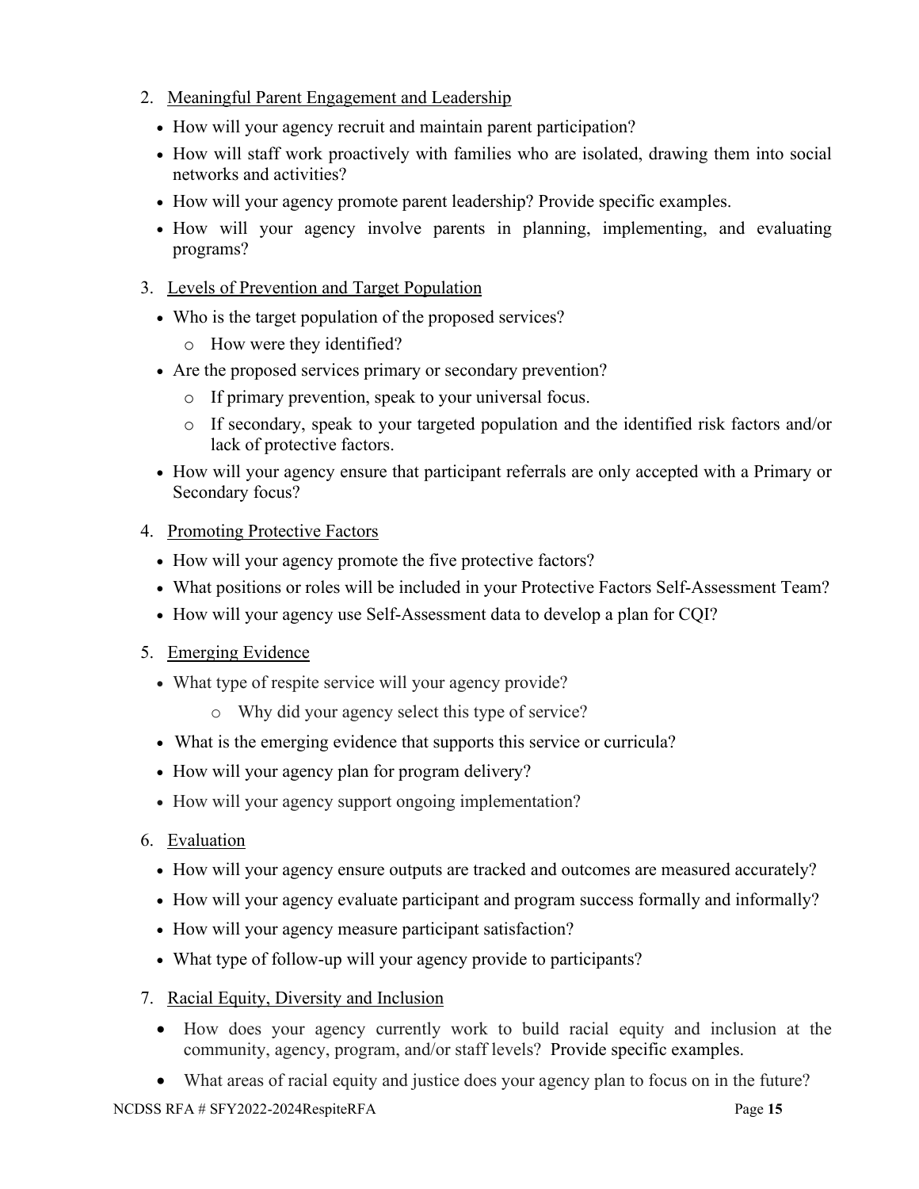2. <u>Meaningful Parent Engagement and Leadership</u>
   - How will your agency recruit and maintain parent participation?
   - How will staff work proactively with families who are isolated, drawing them into social networks and activities?
   - How will your agency promote parent leadership? Provide specific examples.
   - How will your agency involve parents in planning, implementing, and evaluating programs?

3. <u>Levels of Prevention and Target Population</u>
   - Who is the target population of the proposed services?
     - How were they identified?
   - Are the proposed services primary or secondary prevention?
     - If primary prevention, speak to your universal focus.
     - If secondary, speak to your targeted population and the identified risk factors and/or lack of protective factors.
   - How will your agency ensure that participant referrals are only accepted with a Primary or Secondary focus?

4. <u>Promoting Protective Factors</u>
   - How will your agency promote the five protective factors?
   - What positions or roles will be included in your Protective Factors Self-Assessment Team?
   - How will your agency use Self-Assessment data to develop a plan for CQI?

5. <u>Emerging Evidence</u>
   - What type of respite service will your agency provide?
     - Why did your agency select this type of service?
   - What is the emerging evidence that supports this service or curricula?
   - How will your agency plan for program delivery?
   - How will your agency support ongoing implementation?

6. <u>Evaluation</u>
   - How will your agency ensure outputs are tracked and outcomes are measured accurately?
   - How will your agency evaluate participant and program success formally and informally?
   - How will your agency measure participant satisfaction?
   - What type of follow-up will your agency provide to participants?

7. <u>Racial Equity, Diversity and Inclusion</u>
   - How does your agency currently work to build racial equity and inclusion at the community, agency, program, and/or staff levels? Provide specific examples.
   - What areas of racial equity and justice does your agency plan to focus on in the future?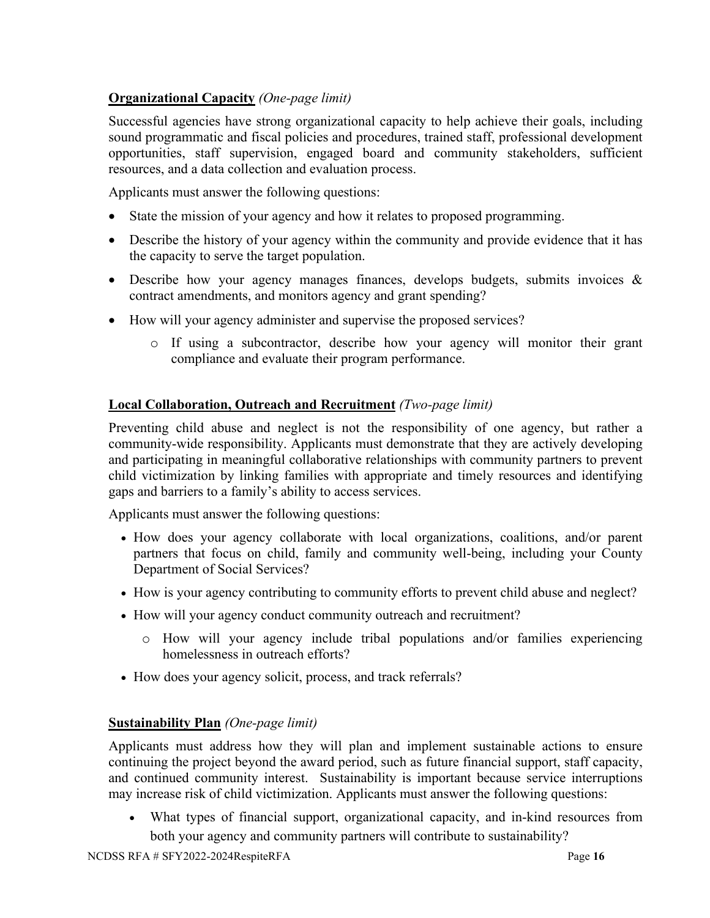**Organizational Capacity** *(One-page limit)*

Successful agencies have strong organizational capacity to help achieve their goals, including sound programmatic and fiscal policies and procedures, trained staff, professional development opportunities, staff supervision, engaged board and community stakeholders, sufficient resources, and a data collection and evaluation process.

Applicants must answer the following questions:

- State the mission of your agency and how it relates to proposed programming.
- Describe the history of your agency within the community and provide evidence that it has the capacity to serve the target population.
- Describe how your agency manages finances, develops budgets, submits invoices & contract amendments, and monitors agency and grant spending?
- How will your agency administer and supervise the proposed services?
    - If using a subcontractor, describe how your agency will monitor their grant compliance and evaluate their program performance.

**Local Collaboration, Outreach and Recruitment** *(Two-page limit)*

Preventing child abuse and neglect is not the responsibility of one agency, but rather a community-wide responsibility. Applicants must demonstrate that they are actively developing and participating in meaningful collaborative relationships with community partners to prevent child victimization by linking families with appropriate and timely resources and identifying gaps and barriers to a family's ability to access services.

Applicants must answer the following questions:

- How does your agency collaborate with local organizations, coalitions, and/or parent partners that focus on child, family and community well-being, including your County Department of Social Services?
- How is your agency contributing to community efforts to prevent child abuse and neglect?
- How will your agency conduct community outreach and recruitment?
    - How will your agency include tribal populations and/or families experiencing homelessness in outreach efforts?
- How does your agency solicit, process, and track referrals?

**Sustainability Plan** *(One-page limit)*

Applicants must address how they will plan and implement sustainable actions to ensure continuing the project beyond the award period, such as future financial support, staff capacity, and continued community interest. Sustainability is important because service interruptions may increase risk of child victimization. Applicants must answer the following questions:

- What types of financial support, organizational capacity, and in-kind resources from both your agency and community partners will contribute to sustainability?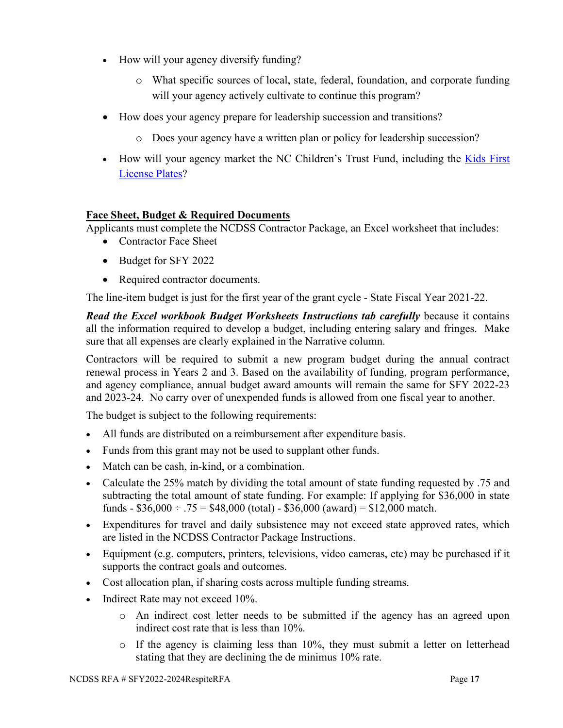- How will your agency diversify funding?
  - What specific sources of local, state, federal, foundation, and corporate funding will your agency actively cultivate to continue this program?
- How does your agency prepare for leadership succession and transitions?
  - Does your agency have a written plan or policy for leadership succession?
- How will your agency market the NC Children's Trust Fund, including the Kids First License Plates?

**Face Sheet, Budget & Required Documents**

Applicants must complete the NCDSS Contractor Package, an Excel worksheet that includes:

- Contractor Face Sheet
- Budget for SFY 2022
- Required contractor documents.

The line-item budget is just for the first year of the grant cycle - State Fiscal Year 2021-22.

***Read the Excel workbook Budget Worksheets Instructions tab carefully*** because it contains all the information required to develop a budget, including entering salary and fringes. Make sure that all expenses are clearly explained in the Narrative column.

Contractors will be required to submit a new program budget during the annual contract renewal process in Years 2 and 3. Based on the availability of funding, program performance, and agency compliance, annual budget award amounts will remain the same for SFY 2022-23 and 2023-24. No carry over of unexpended funds is allowed from one fiscal year to another.

The budget is subject to the following requirements:

- All funds are distributed on a reimbursement after expenditure basis.
- Funds from this grant may not be used to supplant other funds.
- Match can be cash, in-kind, or a combination.
- Calculate the 25% match by dividing the total amount of state funding requested by .75 and subtracting the total amount of state funding. For example: If applying for $36,000 in state funds - $36,000 ÷ .75 = $48,000 (total) - $36,000 (award) = $12,000 match.
- Expenditures for travel and daily subsistence may not exceed state approved rates, which are listed in the NCDSS Contractor Package Instructions.
- Equipment (e.g. computers, printers, televisions, video cameras, etc) may be purchased if it supports the contract goals and outcomes.
- Cost allocation plan, if sharing costs across multiple funding streams.
- Indirect Rate may not exceed 10%.
  - An indirect cost letter needs to be submitted if the agency has an agreed upon indirect cost rate that is less than 10%.
  - If the agency is claiming less than 10%, they must submit a letter on letterhead stating that they are declining the de minimus 10% rate.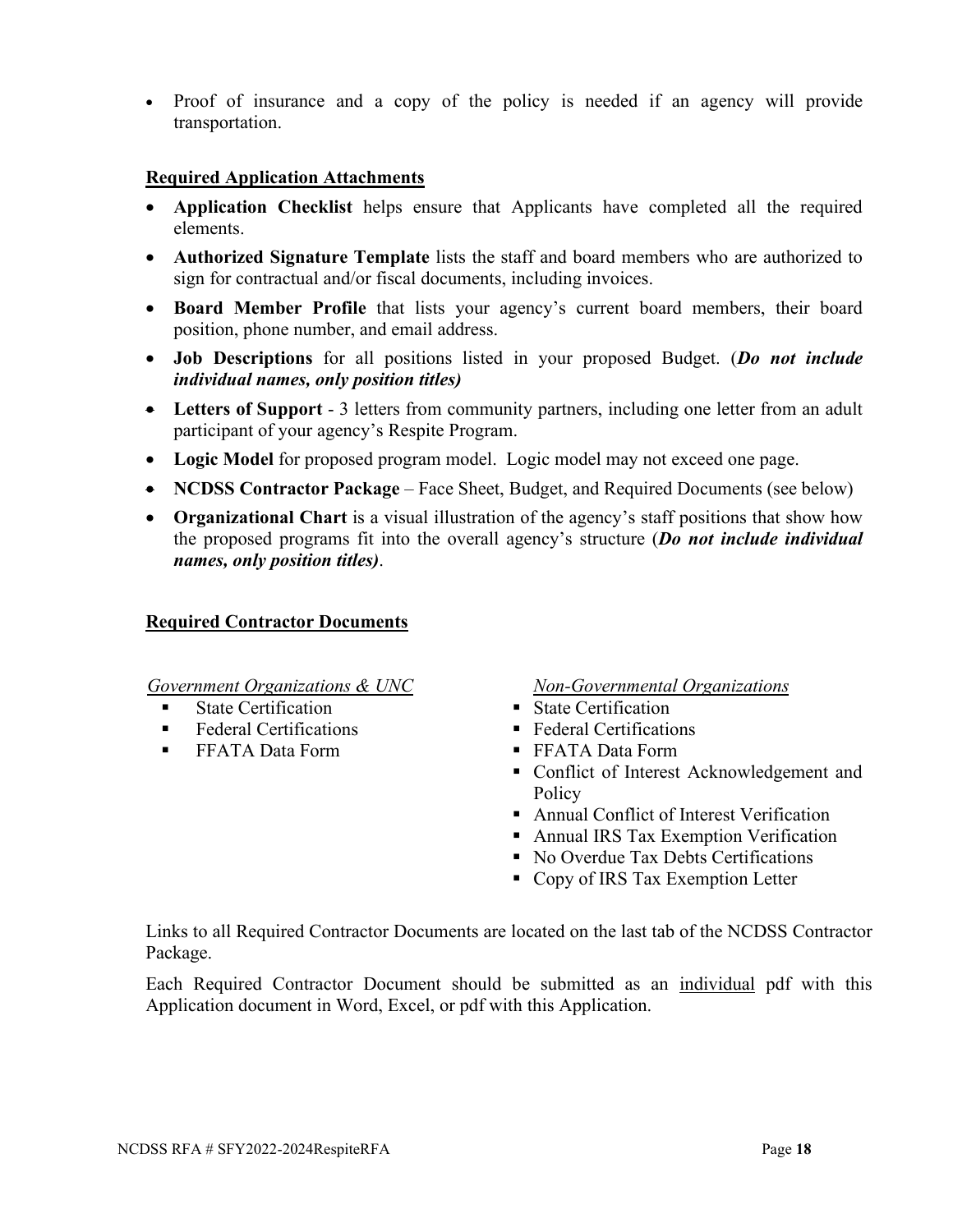- Proof of insurance and a copy of the policy is needed if an agency will provide transportation.

**<u>Required Application Attachments</u>**

- **Application Checklist** helps ensure that Applicants have completed all the required elements.
- **Authorized Signature Template** lists the staff and board members who are authorized to sign for contractual and/or fiscal documents, including invoices.
- **Board Member Profile** that lists your agency's current board members, their board position, phone number, and email address.
- **Job Descriptions** for all positions listed in your proposed Budget. (***Do not include individual names, only position titles)***
- **Letters of Support** - 3 letters from community partners, including one letter from an adult participant of your agency's Respite Program.
- **Logic Model** for proposed program model. Logic model may not exceed one page.
- **NCDSS Contractor Package** – Face Sheet, Budget, and Required Documents (see below)
- **Organizational Chart** is a visual illustration of the agency's staff positions that show how the proposed programs fit into the overall agency's structure (***Do not include individual names, only position titles)***.

**<u>Required Contractor Documents</u>**

*<u>Government Organizations & UNC</u>*

- State Certification
- Federal Certifications
- FFATA Data Form

*<u>Non-Governmental Organizations</u>*

- State Certification
- Federal Certifications
- FFATA Data Form
- Conflict of Interest Acknowledgement and Policy
- Annual Conflict of Interest Verification
- Annual IRS Tax Exemption Verification
- No Overdue Tax Debts Certifications
- Copy of IRS Tax Exemption Letter

Links to all Required Contractor Documents are located on the last tab of the NCDSS Contractor Package.

Each Required Contractor Document should be submitted as an <u>individual</u> pdf with this Application document in Word, Excel, or pdf with this Application.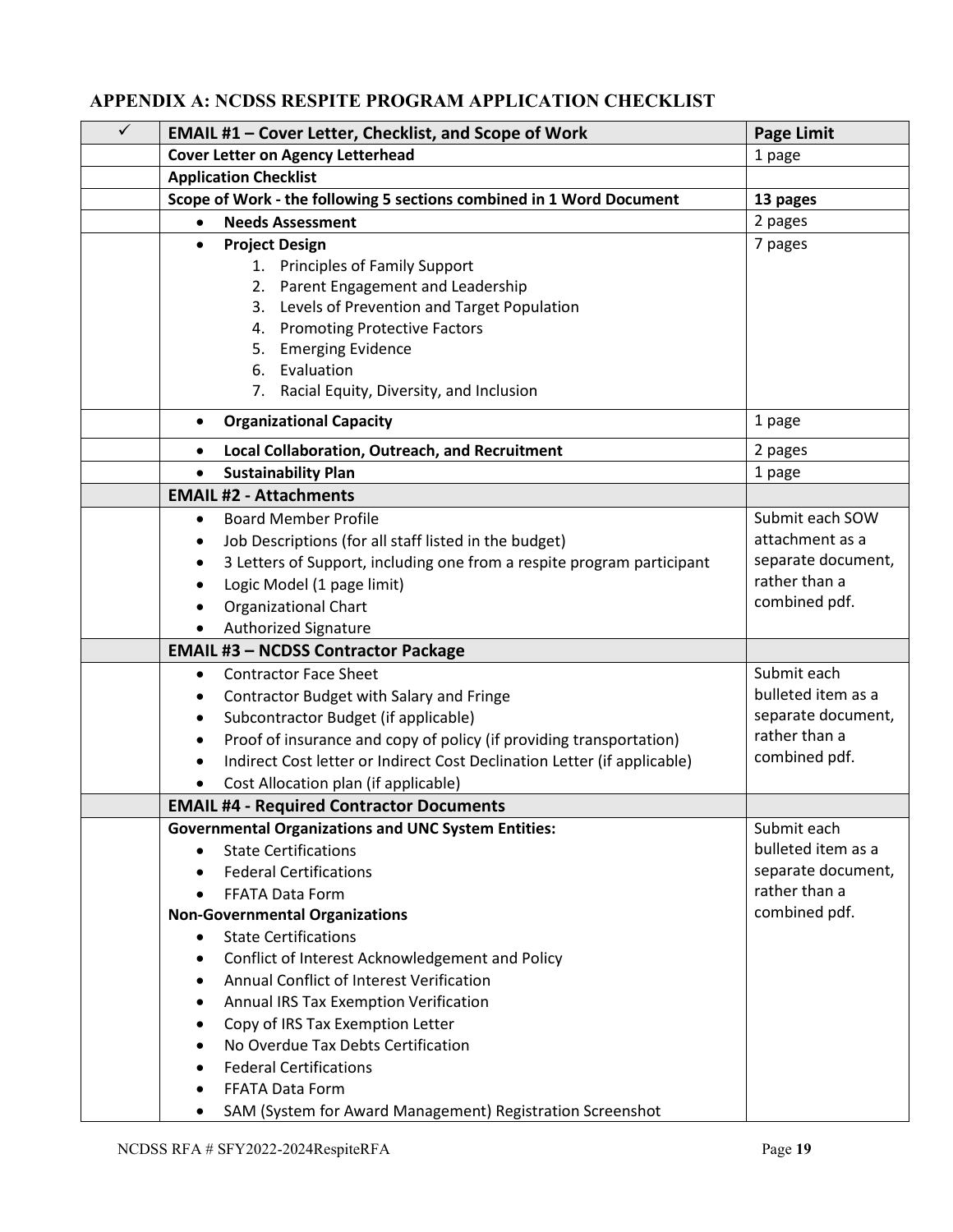## APPENDIX A: NCDSS RESPITE PROGRAM APPLICATION CHECKLIST

| ✓ | EMAIL #1 – Cover Letter, Checklist, and Scope of Work | Page Limit |
|---|---|---|
| | **Cover Letter on Agency Letterhead** | 1 page |
| | **Application Checklist** | |
| | **Scope of Work - the following 5 sections combined in 1 Word Document** | **13 pages** |
| | • **Needs Assessment** | 2 pages |
| | • **Project Design**<br>1. Principles of Family Support<br>2. Parent Engagement and Leadership<br>3. Levels of Prevention and Target Population<br>4. Promoting Protective Factors<br>5. Emerging Evidence<br>6. Evaluation<br>7. Racial Equity, Diversity, and Inclusion | 7 pages |
| | • **Organizational Capacity** | 1 page |
| | • **Local Collaboration, Outreach, and Recruitment** | 2 pages |
| | • **Sustainability Plan** | 1 page |
| | **EMAIL #2 - Attachments** | |
| | • Board Member Profile<br>• Job Descriptions (for all staff listed in the budget)<br>• 3 Letters of Support, including one from a respite program participant<br>• Logic Model (1 page limit)<br>• Organizational Chart<br>• Authorized Signature | Submit each SOW attachment as a separate document, rather than a combined pdf. |
| | **EMAIL #3 – NCDSS Contractor Package** | |
| | • Contractor Face Sheet<br>• Contractor Budget with Salary and Fringe<br>• Subcontractor Budget (if applicable)<br>• Proof of insurance and copy of policy (if providing transportation)<br>• Indirect Cost letter or Indirect Cost Declination Letter (if applicable)<br>• Cost Allocation plan (if applicable) | Submit each bulleted item as a separate document, rather than a combined pdf. |
| | **EMAIL #4 - Required Contractor Documents** | |
| | **Governmental Organizations and UNC System Entities:**<br>• State Certifications<br>• Federal Certifications<br>• FFATA Data Form<br>**Non-Governmental Organizations**<br>• State Certifications<br>• Conflict of Interest Acknowledgement and Policy<br>• Annual Conflict of Interest Verification<br>• Annual IRS Tax Exemption Verification<br>• Copy of IRS Tax Exemption Letter<br>• No Overdue Tax Debts Certification<br>• Federal Certifications<br>• FFATA Data Form<br>• SAM (System for Award Management) Registration Screenshot | Submit each bulleted item as a separate document, rather than a combined pdf. |

NCDSS RFA # SFY2022-2024RespiteRFA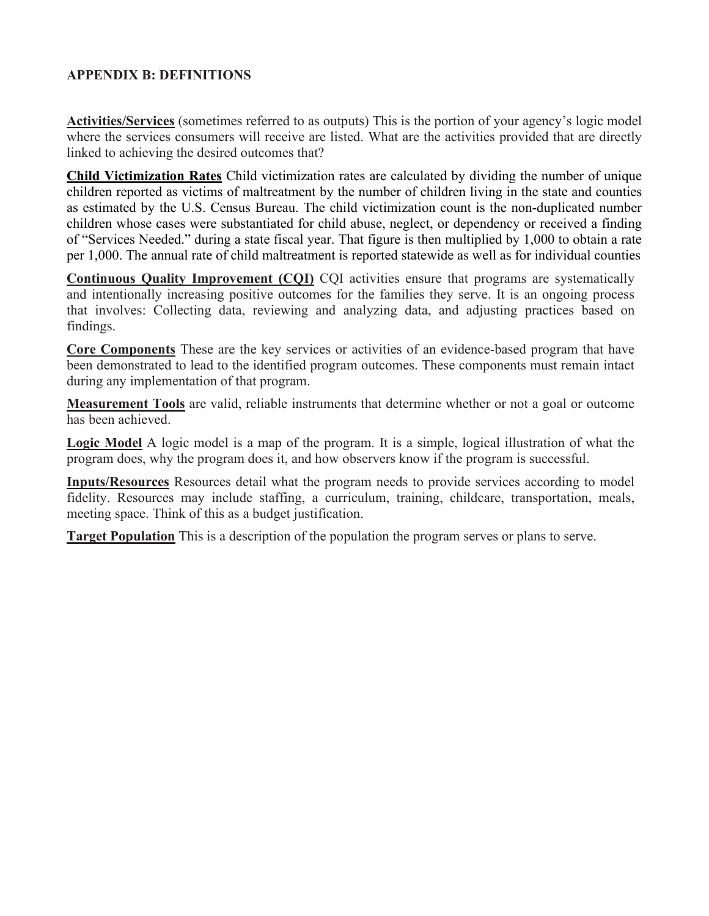## APPENDIX B: DEFINITIONS

**Activities/Services** (sometimes referred to as outputs) This is the portion of your agency's logic model where the services consumers will receive are listed. What are the activities provided that are directly linked to achieving the desired outcomes that?

**Child Victimization Rates** Child victimization rates are calculated by dividing the number of unique children reported as victims of maltreatment by the number of children living in the state and counties as estimated by the U.S. Census Bureau. The child victimization count is the non-duplicated number children whose cases were substantiated for child abuse, neglect, or dependency or received a finding of "Services Needed." during a state fiscal year. That figure is then multiplied by 1,000 to obtain a rate per 1,000. The annual rate of child maltreatment is reported statewide as well as for individual counties

**Continuous Quality Improvement (CQI)** CQI activities ensure that programs are systematically and intentionally increasing positive outcomes for the families they serve. It is an ongoing process that involves: Collecting data, reviewing and analyzing data, and adjusting practices based on findings.

**Core Components** These are the key services or activities of an evidence-based program that have been demonstrated to lead to the identified program outcomes. These components must remain intact during any implementation of that program.

**Measurement Tools** are valid, reliable instruments that determine whether or not a goal or outcome has been achieved.

**Logic Model** A logic model is a map of the program. It is a simple, logical illustration of what the program does, why the program does it, and how observers know if the program is successful.

**Inputs/Resources** Resources detail what the program needs to provide services according to model fidelity. Resources may include staffing, a curriculum, training, childcare, transportation, meals, meeting space. Think of this as a budget justification.

**Target Population** This is a description of the population the program serves or plans to serve.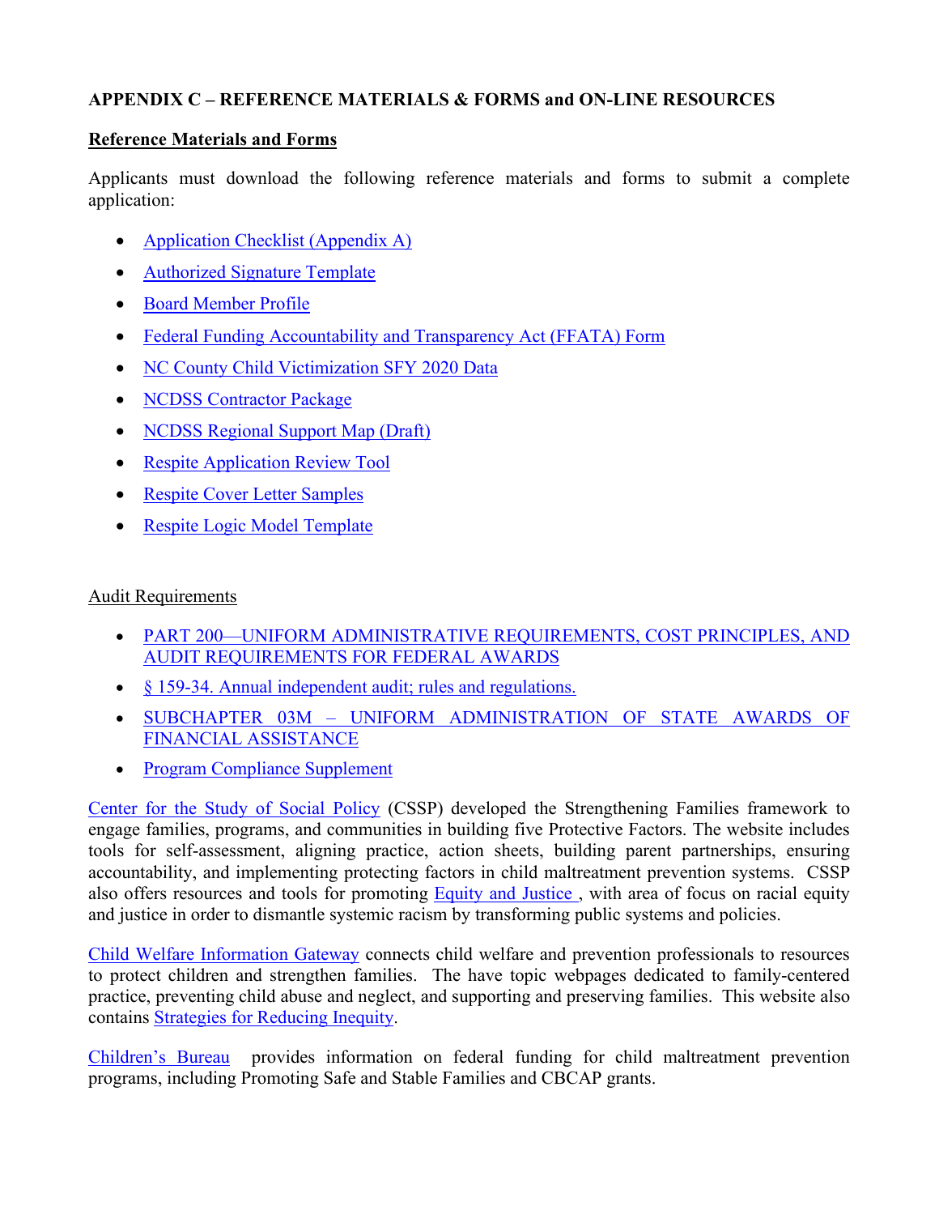**APPENDIX C – REFERENCE MATERIALS & FORMS and ON-LINE RESOURCES**

**Reference Materials and Forms**

Applicants must download the following reference materials and forms to submit a complete application:

- Application Checklist (Appendix A)
- Authorized Signature Template
- Board Member Profile
- Federal Funding Accountability and Transparency Act (FFATA) Form
- NC County Child Victimization SFY 2020 Data
- NCDSS Contractor Package
- NCDSS Regional Support Map (Draft)
- Respite Application Review Tool
- Respite Cover Letter Samples
- Respite Logic Model Template

Audit Requirements

- PART 200—UNIFORM ADMINISTRATIVE REQUIREMENTS, COST PRINCIPLES, AND AUDIT REQUIREMENTS FOR FEDERAL AWARDS
- § 159-34. Annual independent audit; rules and regulations.
- SUBCHAPTER 03M – UNIFORM ADMINISTRATION OF STATE AWARDS OF FINANCIAL ASSISTANCE
- Program Compliance Supplement

Center for the Study of Social Policy (CSSP) developed the Strengthening Families framework to engage families, programs, and communities in building five Protective Factors. The website includes tools for self-assessment, aligning practice, action sheets, building parent partnerships, ensuring accountability, and implementing protecting factors in child maltreatment prevention systems. CSSP also offers resources and tools for promoting Equity and Justice , with area of focus on racial equity and justice in order to dismantle systemic racism by transforming public systems and policies.

Child Welfare Information Gateway connects child welfare and prevention professionals to resources to protect children and strengthen families. The have topic webpages dedicated to family-centered practice, preventing child abuse and neglect, and supporting and preserving families. This website also contains Strategies for Reducing Inequity.

Children's Bureau provides information on federal funding for child maltreatment prevention programs, including Promoting Safe and Stable Families and CBCAP grants.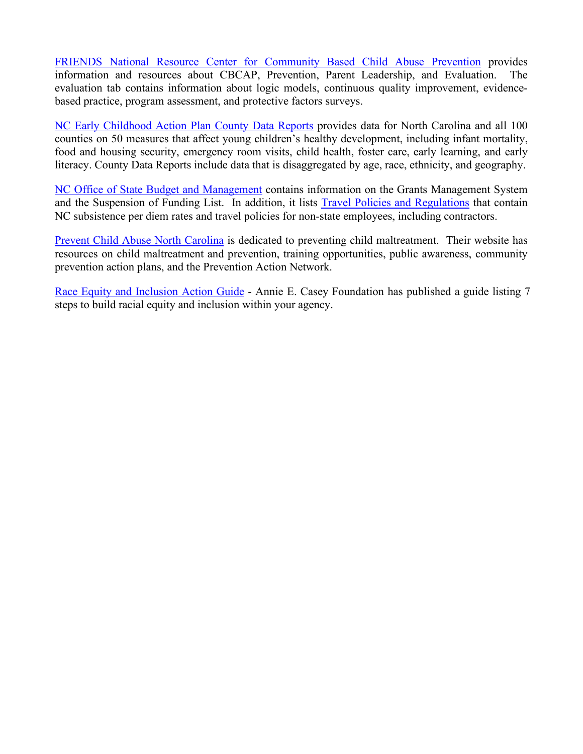FRIENDS National Resource Center for Community Based Child Abuse Prevention provides information and resources about CBCAP, Prevention, Parent Leadership, and Evaluation. The evaluation tab contains information about logic models, continuous quality improvement, evidence-based practice, program assessment, and protective factors surveys.

NC Early Childhood Action Plan County Data Reports provides data for North Carolina and all 100 counties on 50 measures that affect young children's healthy development, including infant mortality, food and housing security, emergency room visits, child health, foster care, early learning, and early literacy. County Data Reports include data that is disaggregated by age, race, ethnicity, and geography.

NC Office of State Budget and Management contains information on the Grants Management System and the Suspension of Funding List. In addition, it lists Travel Policies and Regulations that contain NC subsistence per diem rates and travel policies for non-state employees, including contractors.

Prevent Child Abuse North Carolina is dedicated to preventing child maltreatment. Their website has resources on child maltreatment and prevention, training opportunities, public awareness, community prevention action plans, and the Prevention Action Network.

Race Equity and Inclusion Action Guide - Annie E. Casey Foundation has published a guide listing 7 steps to build racial equity and inclusion within your agency.